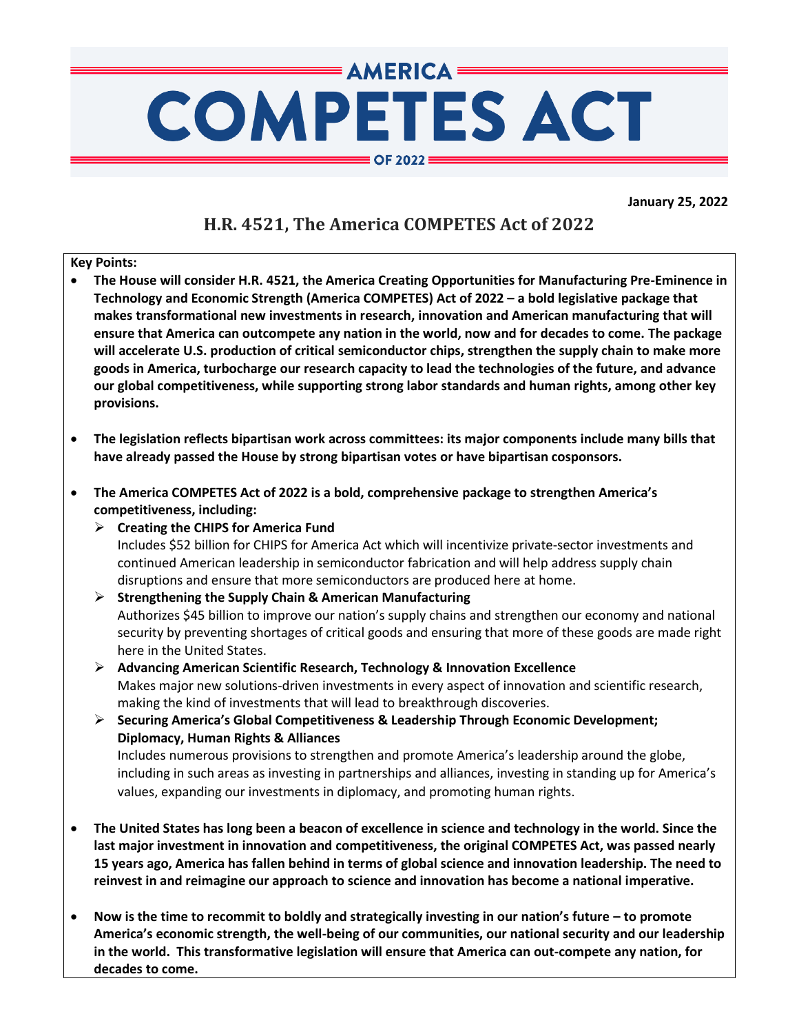# AMERICA COMPETES ACT OF 2022

**January 25, 2022**

## H.R. 4521, The America COMPETES Act of 2022

**Key Points:**

- **The House will consider H.R. 4521, the America Creating Opportunities for Manufacturing Pre-Eminence in Technology and Economic Strength (America COMPETES) Act of 2022 – a bold legislative package that makes transformational new investments in research, innovation and American manufacturing that will ensure that America can outcompete any nation in the world, now and for decades to come. The package will accelerate U.S. production of critical semiconductor chips, strengthen the supply chain to make more goods in America, turbocharge our research capacity to lead the technologies of the future, and advance our global competitiveness, while supporting strong labor standards and human rights, among other key provisions.**

- **The legislation reflects bipartisan work across committees: its major components include many bills that have already passed the House by strong bipartisan votes or have bipartisan cosponsors.**

- **The America COMPETES Act of 2022 is a bold, comprehensive package to strengthen America's competitiveness, including:**
  - **Creating the CHIPS for America Fund**
    Includes $52 billion for CHIPS for America Act which will incentivize private-sector investments and continued American leadership in semiconductor fabrication and will help address supply chain disruptions and ensure that more semiconductors are produced here at home.
  - **Strengthening the Supply Chain & American Manufacturing**
    Authorizes $45 billion to improve our nation's supply chains and strengthen our economy and national security by preventing shortages of critical goods and ensuring that more of these goods are made right here in the United States.
  - **Advancing American Scientific Research, Technology & Innovation Excellence**
    Makes major new solutions-driven investments in every aspect of innovation and scientific research, making the kind of investments that will lead to breakthrough discoveries.
  - **Securing America's Global Competitiveness & Leadership Through Economic Development; Diplomacy, Human Rights & Alliances**
    Includes numerous provisions to strengthen and promote America's leadership around the globe, including in such areas as investing in partnerships and alliances, investing in standing up for America's values, expanding our investments in diplomacy, and promoting human rights.

- **The United States has long been a beacon of excellence in science and technology in the world. Since the last major investment in innovation and competitiveness, the original COMPETES Act, was passed nearly 15 years ago, America has fallen behind in terms of global science and innovation leadership. The need to reinvest in and reimagine our approach to science and innovation has become a national imperative.**

- **Now is the time to recommit to boldly and strategically investing in our nation's future – to promote America's economic strength, the well-being of our communities, our national security and our leadership in the world. This transformative legislation will ensure that America can out-compete any nation, for decades to come.**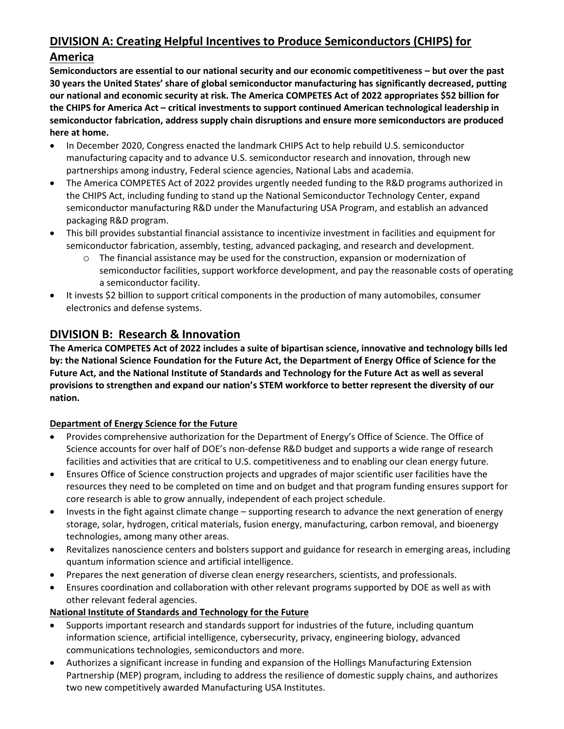## DIVISION A: Creating Helpful Incentives to Produce Semiconductors (CHIPS) for America

**Semiconductors are essential to our national security and our economic competitiveness – but over the past 30 years the United States' share of global semiconductor manufacturing has significantly decreased, putting our national and economic security at risk. The America COMPETES Act of 2022 appropriates $52 billion for the CHIPS for America Act – critical investments to support continued American technological leadership in semiconductor fabrication, address supply chain disruptions and ensure more semiconductors are produced here at home.**

- In December 2020, Congress enacted the landmark CHIPS Act to help rebuild U.S. semiconductor manufacturing capacity and to advance U.S. semiconductor research and innovation, through new partnerships among industry, Federal science agencies, National Labs and academia.
- The America COMPETES Act of 2022 provides urgently needed funding to the R&D programs authorized in the CHIPS Act, including funding to stand up the National Semiconductor Technology Center, expand semiconductor manufacturing R&D under the Manufacturing USA Program, and establish an advanced packaging R&D program.
- This bill provides substantial financial assistance to incentivize investment in facilities and equipment for semiconductor fabrication, assembly, testing, advanced packaging, and research and development.
  - The financial assistance may be used for the construction, expansion or modernization of semiconductor facilities, support workforce development, and pay the reasonable costs of operating a semiconductor facility.
- It invests $2 billion to support critical components in the production of many automobiles, consumer electronics and defense systems.

## DIVISION B: Research & Innovation

**The America COMPETES Act of 2022 includes a suite of bipartisan science, innovative and technology bills led by: the National Science Foundation for the Future Act, the Department of Energy Office of Science for the Future Act, and the National Institute of Standards and Technology for the Future Act as well as several provisions to strengthen and expand our nation's STEM workforce to better represent the diversity of our nation.**

### Department of Energy Science for the Future

- Provides comprehensive authorization for the Department of Energy's Office of Science. The Office of Science accounts for over half of DOE's non-defense R&D budget and supports a wide range of research facilities and activities that are critical to U.S. competitiveness and to enabling our clean energy future.
- Ensures Office of Science construction projects and upgrades of major scientific user facilities have the resources they need to be completed on time and on budget and that program funding ensures support for core research is able to grow annually, independent of each project schedule.
- Invests in the fight against climate change – supporting research to advance the next generation of energy storage, solar, hydrogen, critical materials, fusion energy, manufacturing, carbon removal, and bioenergy technologies, among many other areas.
- Revitalizes nanoscience centers and bolsters support and guidance for research in emerging areas, including quantum information science and artificial intelligence.
- Prepares the next generation of diverse clean energy researchers, scientists, and professionals.
- Ensures coordination and collaboration with other relevant programs supported by DOE as well as with other relevant federal agencies.

### National Institute of Standards and Technology for the Future

- Supports important research and standards support for industries of the future, including quantum information science, artificial intelligence, cybersecurity, privacy, engineering biology, advanced communications technologies, semiconductors and more.
- Authorizes a significant increase in funding and expansion of the Hollings Manufacturing Extension Partnership (MEP) program, including to address the resilience of domestic supply chains, and authorizes two new competitively awarded Manufacturing USA Institutes.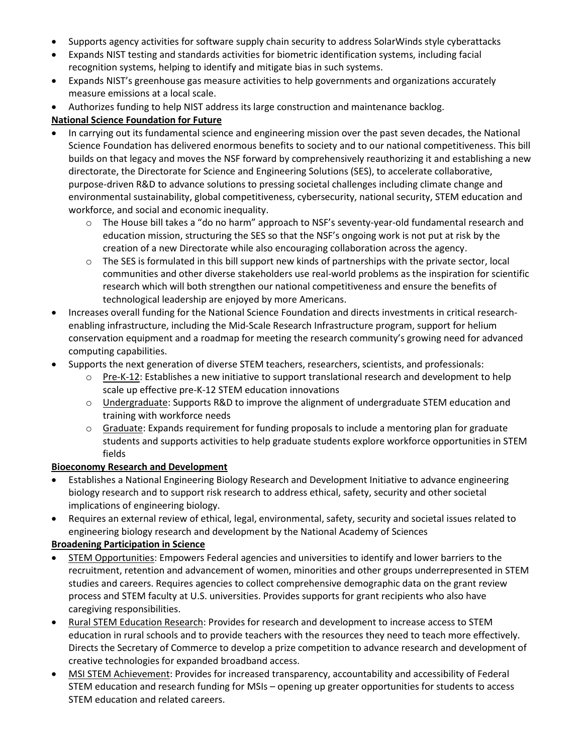- Supports agency activities for software supply chain security to address SolarWinds style cyberattacks
- Expands NIST testing and standards activities for biometric identification systems, including facial recognition systems, helping to identify and mitigate bias in such systems.
- Expands NIST's greenhouse gas measure activities to help governments and organizations accurately measure emissions at a local scale.
- Authorizes funding to help NIST address its large construction and maintenance backlog.

**National Science Foundation for Future**

- In carrying out its fundamental science and engineering mission over the past seven decades, the National Science Foundation has delivered enormous benefits to society and to our national competitiveness. This bill builds on that legacy and moves the NSF forward by comprehensively reauthorizing it and establishing a new directorate, the Directorate for Science and Engineering Solutions (SES), to accelerate collaborative, purpose-driven R&D to advance solutions to pressing societal challenges including climate change and environmental sustainability, global competitiveness, cybersecurity, national security, STEM education and workforce, and social and economic inequality.
    - The House bill takes a "do no harm" approach to NSF's seventy-year-old fundamental research and education mission, structuring the SES so that the NSF's ongoing work is not put at risk by the creation of a new Directorate while also encouraging collaboration across the agency.
    - The SES is formulated in this bill support new kinds of partnerships with the private sector, local communities and other diverse stakeholders use real-world problems as the inspiration for scientific research which will both strengthen our national competitiveness and ensure the benefits of technological leadership are enjoyed by more Americans.
- Increases overall funding for the National Science Foundation and directs investments in critical research-enabling infrastructure, including the Mid-Scale Research Infrastructure program, support for helium conservation equipment and a roadmap for meeting the research community's growing need for advanced computing capabilities.
- Supports the next generation of diverse STEM teachers, researchers, scientists, and professionals:
    - Pre-K-12: Establishes a new initiative to support translational research and development to help scale up effective pre-K-12 STEM education innovations
    - Undergraduate: Supports R&D to improve the alignment of undergraduate STEM education and training with workforce needs
    - Graduate: Expands requirement for funding proposals to include a mentoring plan for graduate students and supports activities to help graduate students explore workforce opportunities in STEM fields

**Bioeconomy Research and Development**

- Establishes a National Engineering Biology Research and Development Initiative to advance engineering biology research and to support risk research to address ethical, safety, security and other societal implications of engineering biology.
- Requires an external review of ethical, legal, environmental, safety, security and societal issues related to engineering biology research and development by the National Academy of Sciences

**Broadening Participation in Science**

- STEM Opportunities: Empowers Federal agencies and universities to identify and lower barriers to the recruitment, retention and advancement of women, minorities and other groups underrepresented in STEM studies and careers. Requires agencies to collect comprehensive demographic data on the grant review process and STEM faculty at U.S. universities. Provides supports for grant recipients who also have caregiving responsibilities.
- Rural STEM Education Research: Provides for research and development to increase access to STEM education in rural schools and to provide teachers with the resources they need to teach more effectively. Directs the Secretary of Commerce to develop a prize competition to advance research and development of creative technologies for expanded broadband access.
- MSI STEM Achievement: Provides for increased transparency, accountability and accessibility of Federal STEM education and research funding for MSIs – opening up greater opportunities for students to access STEM education and related careers.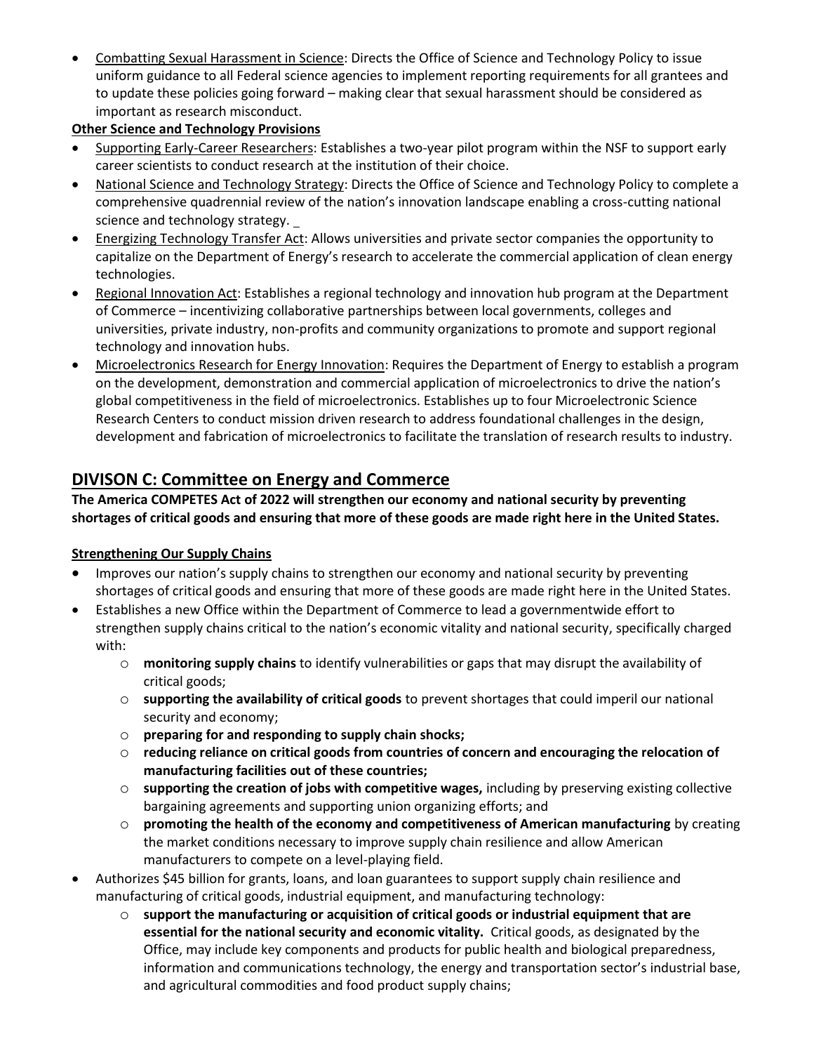- Combatting Sexual Harassment in Science: Directs the Office of Science and Technology Policy to issue uniform guidance to all Federal science agencies to implement reporting requirements for all grantees and to update these policies going forward – making clear that sexual harassment should be considered as important as research misconduct.

**Other Science and Technology Provisions**

- Supporting Early-Career Researchers: Establishes a two-year pilot program within the NSF to support early career scientists to conduct research at the institution of their choice.
- National Science and Technology Strategy: Directs the Office of Science and Technology Policy to complete a comprehensive quadrennial review of the nation's innovation landscape enabling a cross-cutting national science and technology strategy.
- Energizing Technology Transfer Act: Allows universities and private sector companies the opportunity to capitalize on the Department of Energy's research to accelerate the commercial application of clean energy technologies.
- Regional Innovation Act: Establishes a regional technology and innovation hub program at the Department of Commerce – incentivizing collaborative partnerships between local governments, colleges and universities, private industry, non-profits and community organizations to promote and support regional technology and innovation hubs.
- Microelectronics Research for Energy Innovation: Requires the Department of Energy to establish a program on the development, demonstration and commercial application of microelectronics to drive the nation's global competitiveness in the field of microelectronics. Establishes up to four Microelectronic Science Research Centers to conduct mission driven research to address foundational challenges in the design, development and fabrication of microelectronics to facilitate the translation of research results to industry.

## DIVISON C: Committee on Energy and Commerce

**The America COMPETES Act of 2022 will strengthen our economy and national security by preventing shortages of critical goods and ensuring that more of these goods are made right here in the United States.**

**Strengthening Our Supply Chains**

- Improves our nation's supply chains to strengthen our economy and national security by preventing shortages of critical goods and ensuring that more of these goods are made right here in the United States.
- Establishes a new Office within the Department of Commerce to lead a governmentwide effort to strengthen supply chains critical to the nation's economic vitality and national security, specifically charged with:
  - **monitoring supply chains** to identify vulnerabilities or gaps that may disrupt the availability of critical goods;
  - **supporting the availability of critical goods** to prevent shortages that could imperil our national security and economy;
  - **preparing for and responding to supply chain shocks;**
  - **reducing reliance on critical goods from countries of concern and encouraging the relocation of manufacturing facilities out of these countries;**
  - **supporting the creation of jobs with competitive wages,** including by preserving existing collective bargaining agreements and supporting union organizing efforts; and
  - **promoting the health of the economy and competitiveness of American manufacturing** by creating the market conditions necessary to improve supply chain resilience and allow American manufacturers to compete on a level-playing field.
- Authorizes $45 billion for grants, loans, and loan guarantees to support supply chain resilience and manufacturing of critical goods, industrial equipment, and manufacturing technology:
  - **support the manufacturing or acquisition of critical goods or industrial equipment that are essential for the national security and economic vitality.** Critical goods, as designated by the Office, may include key components and products for public health and biological preparedness, information and communications technology, the energy and transportation sector's industrial base, and agricultural commodities and food product supply chains;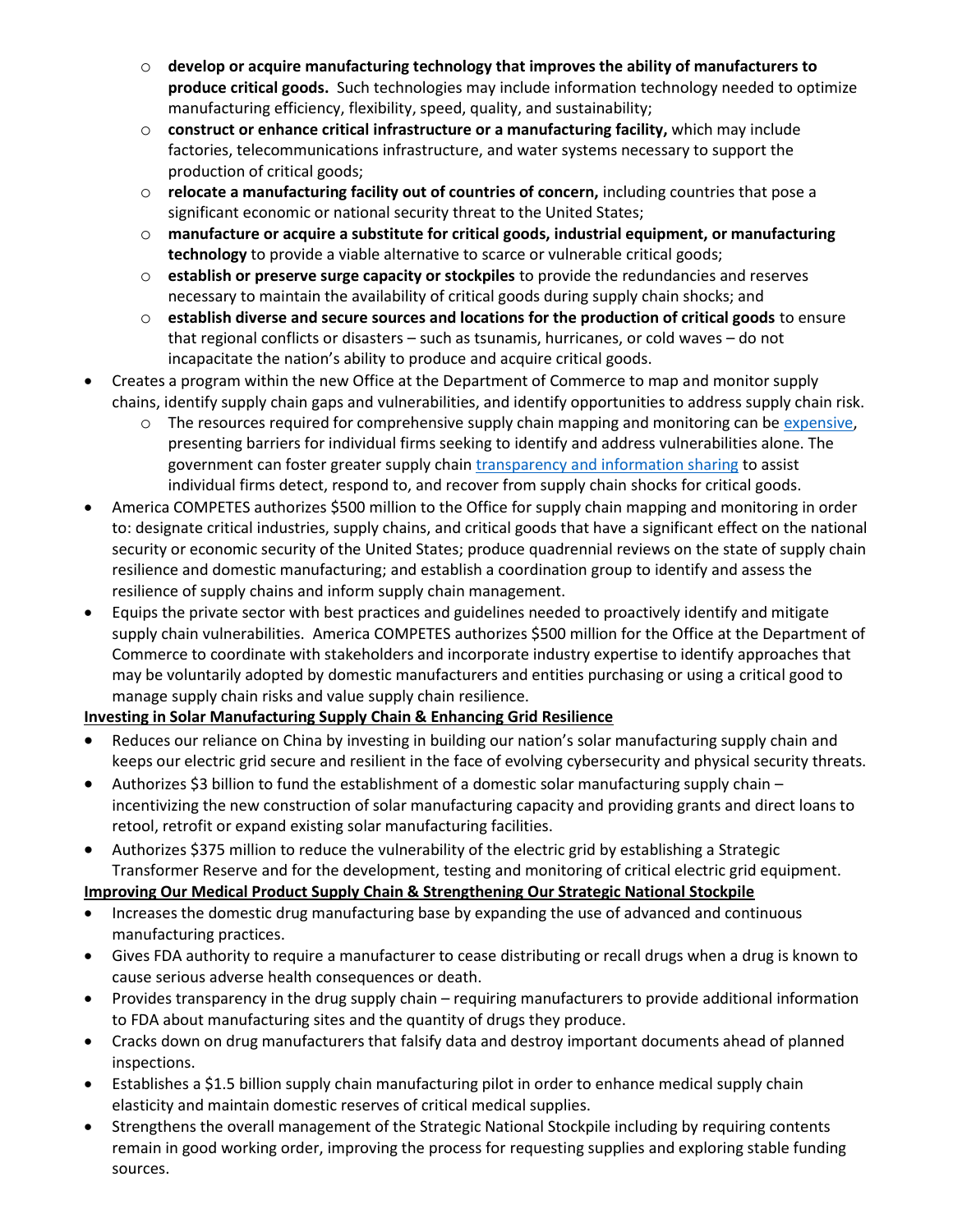- **develop or acquire manufacturing technology that improves the ability of manufacturers to produce critical goods.** Such technologies may include information technology needed to optimize manufacturing efficiency, flexibility, speed, quality, and sustainability;
  - **construct or enhance critical infrastructure or a manufacturing facility,** which may include factories, telecommunications infrastructure, and water systems necessary to support the production of critical goods;
  - **relocate a manufacturing facility out of countries of concern,** including countries that pose a significant economic or national security threat to the United States;
  - **manufacture or acquire a substitute for critical goods, industrial equipment, or manufacturing technology** to provide a viable alternative to scarce or vulnerable critical goods;
  - **establish or preserve surge capacity or stockpiles** to provide the redundancies and reserves necessary to maintain the availability of critical goods during supply chain shocks; and
  - **establish diverse and secure sources and locations for the production of critical goods** to ensure that regional conflicts or disasters – such as tsunamis, hurricanes, or cold waves – do not incapacitate the nation's ability to produce and acquire critical goods.
- Creates a program within the new Office at the Department of Commerce to map and monitor supply chains, identify supply chain gaps and vulnerabilities, and identify opportunities to address supply chain risk.
  - The resources required for comprehensive supply chain mapping and monitoring can be expensive, presenting barriers for individual firms seeking to identify and address vulnerabilities alone. The government can foster greater supply chain transparency and information sharing to assist individual firms detect, respond to, and recover from supply chain shocks for critical goods.
- America COMPETES authorizes $500 million to the Office for supply chain mapping and monitoring in order to: designate critical industries, supply chains, and critical goods that have a significant effect on the national security or economic security of the United States; produce quadrennial reviews on the state of supply chain resilience and domestic manufacturing; and establish a coordination group to identify and assess the resilience of supply chains and inform supply chain management.
- Equips the private sector with best practices and guidelines needed to proactively identify and mitigate supply chain vulnerabilities. America COMPETES authorizes $500 million for the Office at the Department of Commerce to coordinate with stakeholders and incorporate industry expertise to identify approaches that may be voluntarily adopted by domestic manufacturers and entities purchasing or using a critical good to manage supply chain risks and value supply chain resilience.

**Investing in Solar Manufacturing Supply Chain & Enhancing Grid Resilience**

- Reduces our reliance on China by investing in building our nation's solar manufacturing supply chain and keeps our electric grid secure and resilient in the face of evolving cybersecurity and physical security threats.
- Authorizes $3 billion to fund the establishment of a domestic solar manufacturing supply chain – incentivizing the new construction of solar manufacturing capacity and providing grants and direct loans to retool, retrofit or expand existing solar manufacturing facilities.
- Authorizes $375 million to reduce the vulnerability of the electric grid by establishing a Strategic Transformer Reserve and for the development, testing and monitoring of critical electric grid equipment.

**Improving Our Medical Product Supply Chain & Strengthening Our Strategic National Stockpile**

- Increases the domestic drug manufacturing base by expanding the use of advanced and continuous manufacturing practices.
- Gives FDA authority to require a manufacturer to cease distributing or recall drugs when a drug is known to cause serious adverse health consequences or death.
- Provides transparency in the drug supply chain – requiring manufacturers to provide additional information to FDA about manufacturing sites and the quantity of drugs they produce.
- Cracks down on drug manufacturers that falsify data and destroy important documents ahead of planned inspections.
- Establishes a $1.5 billion supply chain manufacturing pilot in order to enhance medical supply chain elasticity and maintain domestic reserves of critical medical supplies.
- Strengthens the overall management of the Strategic National Stockpile including by requiring contents remain in good working order, improving the process for requesting supplies and exploring stable funding sources.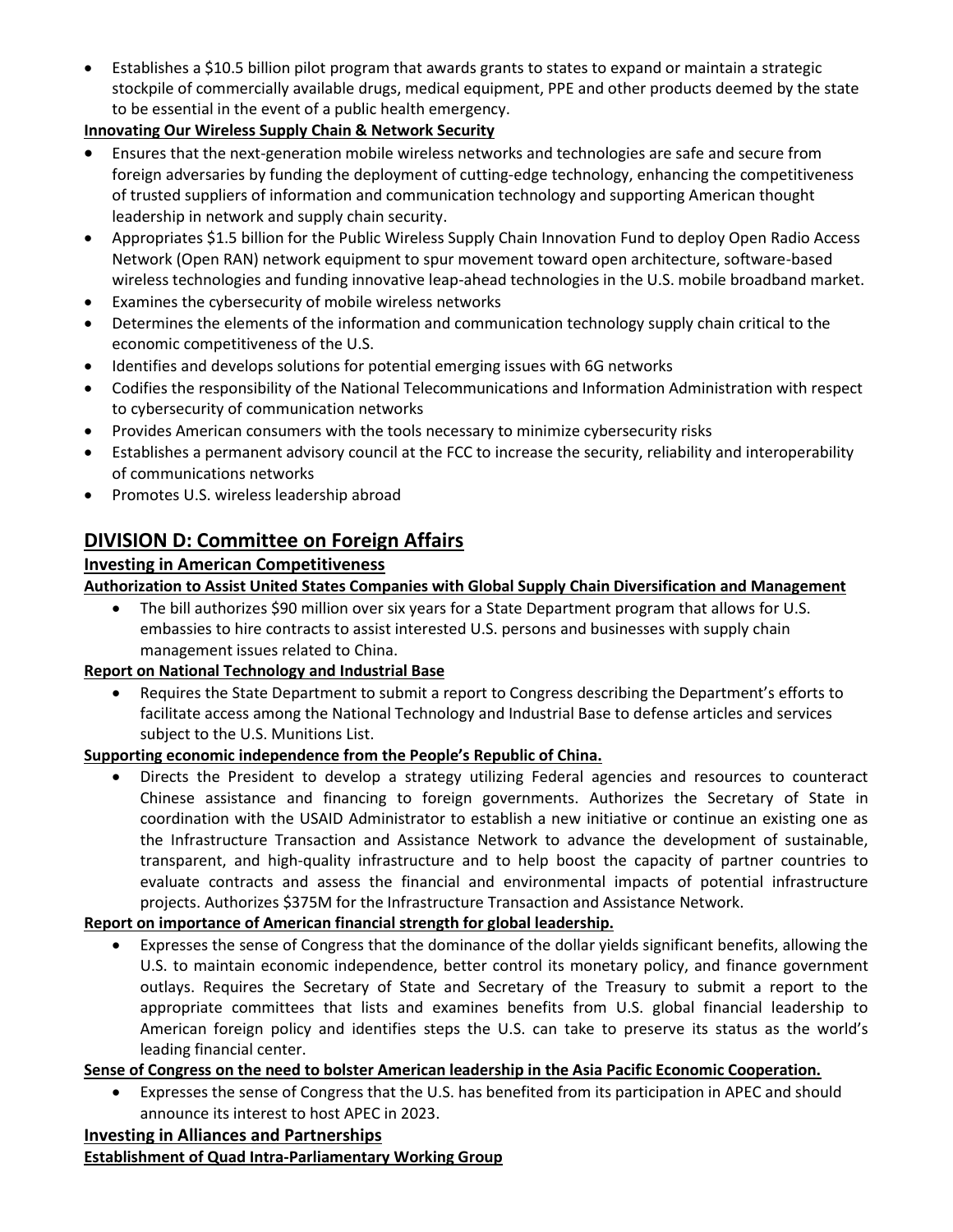- Establishes a $10.5 billion pilot program that awards grants to states to expand or maintain a strategic stockpile of commercially available drugs, medical equipment, PPE and other products deemed by the state to be essential in the event of a public health emergency.

**Innovating Our Wireless Supply Chain & Network Security**

- Ensures that the next-generation mobile wireless networks and technologies are safe and secure from foreign adversaries by funding the deployment of cutting-edge technology, enhancing the competitiveness of trusted suppliers of information and communication technology and supporting American thought leadership in network and supply chain security.
- Appropriates $1.5 billion for the Public Wireless Supply Chain Innovation Fund to deploy Open Radio Access Network (Open RAN) network equipment to spur movement toward open architecture, software-based wireless technologies and funding innovative leap-ahead technologies in the U.S. mobile broadband market.
- Examines the cybersecurity of mobile wireless networks
- Determines the elements of the information and communication technology supply chain critical to the economic competitiveness of the U.S.
- Identifies and develops solutions for potential emerging issues with 6G networks
- Codifies the responsibility of the National Telecommunications and Information Administration with respect to cybersecurity of communication networks
- Provides American consumers with the tools necessary to minimize cybersecurity risks
- Establishes a permanent advisory council at the FCC to increase the security, reliability and interoperability of communications networks
- Promotes U.S. wireless leadership abroad

## DIVISION D: Committee on Foreign Affairs

**Investing in American Competitiveness**

**Authorization to Assist United States Companies with Global Supply Chain Diversification and Management**

- The bill authorizes $90 million over six years for a State Department program that allows for U.S. embassies to hire contracts to assist interested U.S. persons and businesses with supply chain management issues related to China.

**Report on National Technology and Industrial Base**

- Requires the State Department to submit a report to Congress describing the Department's efforts to facilitate access among the National Technology and Industrial Base to defense articles and services subject to the U.S. Munitions List.

**Supporting economic independence from the People's Republic of China.**

- Directs the President to develop a strategy utilizing Federal agencies and resources to counteract Chinese assistance and financing to foreign governments. Authorizes the Secretary of State in coordination with the USAID Administrator to establish a new initiative or continue an existing one as the Infrastructure Transaction and Assistance Network to advance the development of sustainable, transparent, and high-quality infrastructure and to help boost the capacity of partner countries to evaluate contracts and assess the financial and environmental impacts of potential infrastructure projects. Authorizes $375M for the Infrastructure Transaction and Assistance Network.

**Report on importance of American financial strength for global leadership.**

- Expresses the sense of Congress that the dominance of the dollar yields significant benefits, allowing the U.S. to maintain economic independence, better control its monetary policy, and finance government outlays. Requires the Secretary of State and Secretary of the Treasury to submit a report to the appropriate committees that lists and examines benefits from U.S. global financial leadership to American foreign policy and identifies steps the U.S. can take to preserve its status as the world's leading financial center.

**Sense of Congress on the need to bolster American leadership in the Asia Pacific Economic Cooperation.**

- Expresses the sense of Congress that the U.S. has benefited from its participation in APEC and should announce its interest to host APEC in 2023.

**Investing in Alliances and Partnerships**

**Establishment of Quad Intra-Parliamentary Working Group**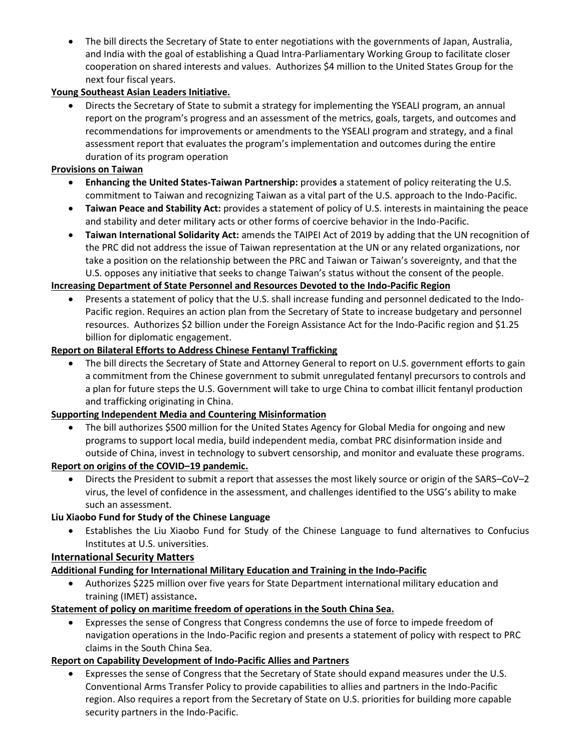- The bill directs the Secretary of State to enter negotiations with the governments of Japan, Australia, and India with the goal of establishing a Quad Intra-Parliamentary Working Group to facilitate closer cooperation on shared interests and values. Authorizes $4 million to the United States Group for the next four fiscal years.

**Young Southeast Asian Leaders Initiative.**

- Directs the Secretary of State to submit a strategy for implementing the YSEALI program, an annual report on the program's progress and an assessment of the metrics, goals, targets, and outcomes and recommendations for improvements or amendments to the YSEALI program and strategy, and a final assessment report that evaluates the program's implementation and outcomes during the entire duration of its program operation

**Provisions on Taiwan**

- **Enhancing the United States-Taiwan Partnership:** provides a statement of policy reiterating the U.S. commitment to Taiwan and recognizing Taiwan as a vital part of the U.S. approach to the Indo-Pacific.
- **Taiwan Peace and Stability Act:** provides a statement of policy of U.S. interests in maintaining the peace and stability and deter military acts or other forms of coercive behavior in the Indo-Pacific.
- **Taiwan International Solidarity Act:** amends the TAIPEI Act of 2019 by adding that the UN recognition of the PRC did not address the issue of Taiwan representation at the UN or any related organizations, nor take a position on the relationship between the PRC and Taiwan or Taiwan's sovereignty, and that the U.S. opposes any initiative that seeks to change Taiwan's status without the consent of the people.

**Increasing Department of State Personnel and Resources Devoted to the Indo-Pacific Region**

- Presents a statement of policy that the U.S. shall increase funding and personnel dedicated to the Indo-Pacific region. Requires an action plan from the Secretary of State to increase budgetary and personnel resources. Authorizes $2 billion under the Foreign Assistance Act for the Indo-Pacific region and $1.25 billion for diplomatic engagement.

**Report on Bilateral Efforts to Address Chinese Fentanyl Trafficking**

- The bill directs the Secretary of State and Attorney General to report on U.S. government efforts to gain a commitment from the Chinese government to submit unregulated fentanyl precursors to controls and a plan for future steps the U.S. Government will take to urge China to combat illicit fentanyl production and trafficking originating in China.

**Supporting Independent Media and Countering Misinformation**

- The bill authorizes $500 million for the United States Agency for Global Media for ongoing and new programs to support local media, build independent media, combat PRC disinformation inside and outside of China, invest in technology to subvert censorship, and monitor and evaluate these programs.

**Report on origins of the COVID–19 pandemic.**

- Directs the President to submit a report that assesses the most likely source or origin of the SARS–CoV–2 virus, the level of confidence in the assessment, and challenges identified to the USG's ability to make such an assessment.

**Liu Xiaobo Fund for Study of the Chinese Language**

- Establishes the Liu Xiaobo Fund for Study of the Chinese Language to fund alternatives to Confucius Institutes at U.S. universities.

## International Security Matters

**Additional Funding for International Military Education and Training in the Indo-Pacific**

- Authorizes $225 million over five years for State Department international military education and training (IMET) assistance**.**

**Statement of policy on maritime freedom of operations in the South China Sea.**

- Expresses the sense of Congress that Congress condemns the use of force to impede freedom of navigation operations in the Indo-Pacific region and presents a statement of policy with respect to PRC claims in the South China Sea.

**Report on Capability Development of Indo-Pacific Allies and Partners**

- Expresses the sense of Congress that the Secretary of State should expand measures under the U.S. Conventional Arms Transfer Policy to provide capabilities to allies and partners in the Indo-Pacific region. Also requires a report from the Secretary of State on U.S. priorities for building more capable security partners in the Indo-Pacific.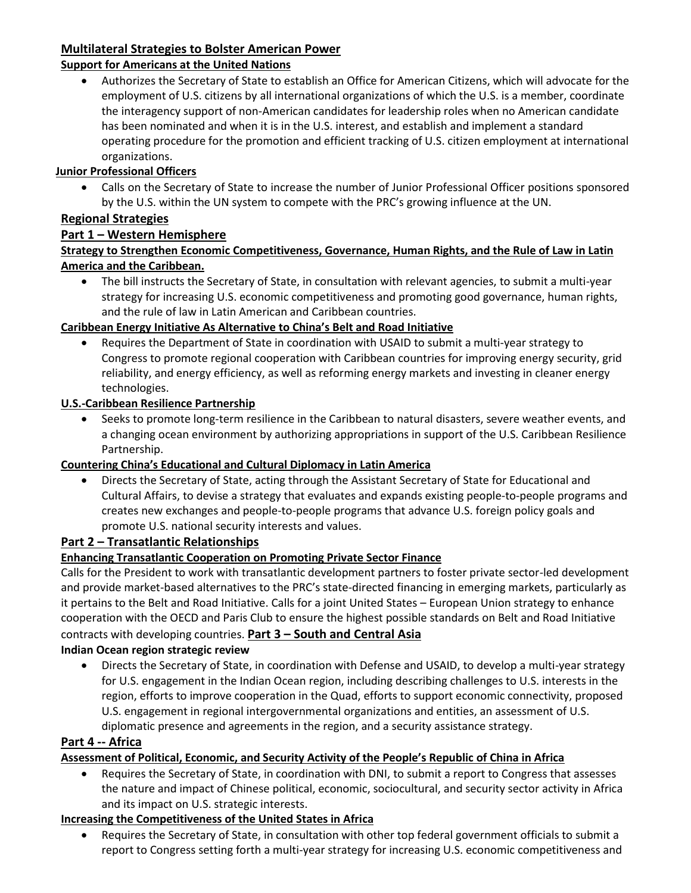## Multilateral Strategies to Bolster American Power

### Support for Americans at the United Nations

- Authorizes the Secretary of State to establish an Office for American Citizens, which will advocate for the employment of U.S. citizens by all international organizations of which the U.S. is a member, coordinate the interagency support of non-American candidates for leadership roles when no American candidate has been nominated and when it is in the U.S. interest, and establish and implement a standard operating procedure for the promotion and efficient tracking of U.S. citizen employment at international organizations.

### Junior Professional Officers

- Calls on the Secretary of State to increase the number of Junior Professional Officer positions sponsored by the U.S. within the UN system to compete with the PRC's growing influence at the UN.

## Regional Strategies

## Part 1 – Western Hemisphere

### Strategy to Strengthen Economic Competitiveness, Governance, Human Rights, and the Rule of Law in Latin America and the Caribbean.

- The bill instructs the Secretary of State, in consultation with relevant agencies, to submit a multi-year strategy for increasing U.S. economic competitiveness and promoting good governance, human rights, and the rule of law in Latin American and Caribbean countries.

### Caribbean Energy Initiative As Alternative to China's Belt and Road Initiative

- Requires the Department of State in coordination with USAID to submit a multi-year strategy to Congress to promote regional cooperation with Caribbean countries for improving energy security, grid reliability, and energy efficiency, as well as reforming energy markets and investing in cleaner energy technologies.

### U.S.-Caribbean Resilience Partnership

- Seeks to promote long-term resilience in the Caribbean to natural disasters, severe weather events, and a changing ocean environment by authorizing appropriations in support of the U.S. Caribbean Resilience Partnership.

### Countering China's Educational and Cultural Diplomacy in Latin America

- Directs the Secretary of State, acting through the Assistant Secretary of State for Educational and Cultural Affairs, to devise a strategy that evaluates and expands existing people-to-people programs and creates new exchanges and people-to-people programs that advance U.S. foreign policy goals and promote U.S. national security interests and values.

## Part 2 – Transatlantic Relationships

### Enhancing Transatlantic Cooperation on Promoting Private Sector Finance

Calls for the President to work with transatlantic development partners to foster private sector-led development and provide market-based alternatives to the PRC's state-directed financing in emerging markets, particularly as it pertains to the Belt and Road Initiative. Calls for a joint United States – European Union strategy to enhance cooperation with the OECD and Paris Club to ensure the highest possible standards on Belt and Road Initiative contracts with developing countries.

## Part 3 – South and Central Asia

### Indian Ocean region strategic review

- Directs the Secretary of State, in coordination with Defense and USAID, to develop a multi-year strategy for U.S. engagement in the Indian Ocean region, including describing challenges to U.S. interests in the region, efforts to improve cooperation in the Quad, efforts to support economic connectivity, proposed U.S. engagement in regional intergovernmental organizations and entities, an assessment of U.S. diplomatic presence and agreements in the region, and a security assistance strategy.

## Part 4 -- Africa

### Assessment of Political, Economic, and Security Activity of the People's Republic of China in Africa

- Requires the Secretary of State, in coordination with DNI, to submit a report to Congress that assesses the nature and impact of Chinese political, economic, sociocultural, and security sector activity in Africa and its impact on U.S. strategic interests.

### Increasing the Competitiveness of the United States in Africa

- Requires the Secretary of State, in consultation with other top federal government officials to submit a report to Congress setting forth a multi-year strategy for increasing U.S. economic competitiveness and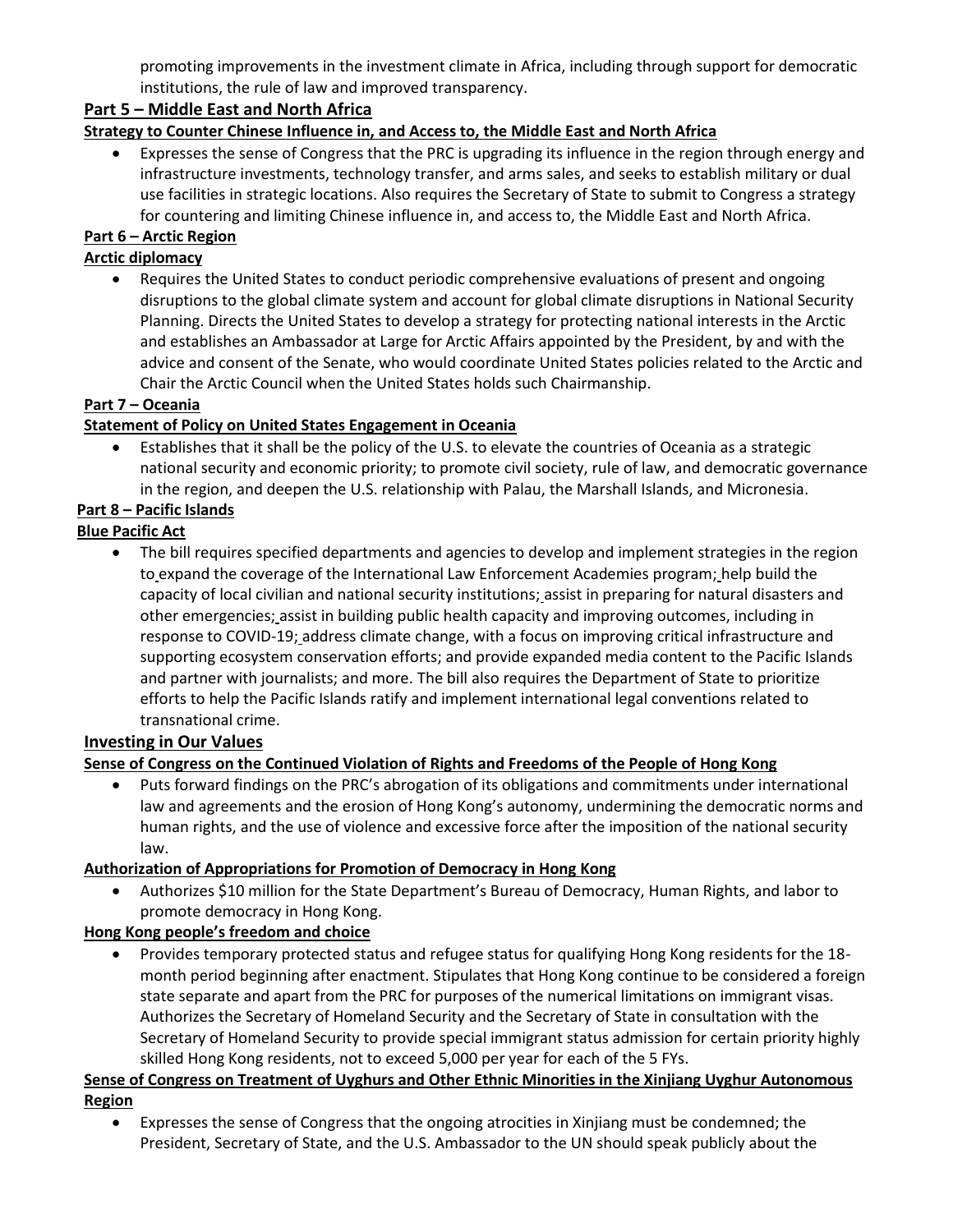promoting improvements in the investment climate in Africa, including through support for democratic institutions, the rule of law and improved transparency.

## Part 5 – Middle East and North Africa

**Strategy to Counter Chinese Influence in, and Access to, the Middle East and North Africa**

- Expresses the sense of Congress that the PRC is upgrading its influence in the region through energy and infrastructure investments, technology transfer, and arms sales, and seeks to establish military or dual use facilities in strategic locations. Also requires the Secretary of State to submit to Congress a strategy for countering and limiting Chinese influence in, and access to, the Middle East and North Africa.

**Part 6 – Arctic Region**

**Arctic diplomacy**

- Requires the United States to conduct periodic comprehensive evaluations of present and ongoing disruptions to the global climate system and account for global climate disruptions in National Security Planning. Directs the United States to develop a strategy for protecting national interests in the Arctic and establishes an Ambassador at Large for Arctic Affairs appointed by the President, by and with the advice and consent of the Senate, who would coordinate United States policies related to the Arctic and Chair the Arctic Council when the United States holds such Chairmanship.

**Part 7 – Oceania**

**Statement of Policy on United States Engagement in Oceania**

- Establishes that it shall be the policy of the U.S. to elevate the countries of Oceania as a strategic national security and economic priority; to promote civil society, rule of law, and democratic governance in the region, and deepen the U.S. relationship with Palau, the Marshall Islands, and Micronesia.

**Part 8 – Pacific Islands**

**Blue Pacific Act**

- The bill requires specified departments and agencies to develop and implement strategies in the region to expand the coverage of the International Law Enforcement Academies program; help build the capacity of local civilian and national security institutions; assist in preparing for natural disasters and other emergencies; assist in building public health capacity and improving outcomes, including in response to COVID-19; address climate change, with a focus on improving critical infrastructure and supporting ecosystem conservation efforts; and provide expanded media content to the Pacific Islands and partner with journalists; and more. The bill also requires the Department of State to prioritize efforts to help the Pacific Islands ratify and implement international legal conventions related to transnational crime.

## Investing in Our Values

**Sense of Congress on the Continued Violation of Rights and Freedoms of the People of Hong Kong**

- Puts forward findings on the PRC's abrogation of its obligations and commitments under international law and agreements and the erosion of Hong Kong's autonomy, undermining the democratic norms and human rights, and the use of violence and excessive force after the imposition of the national security law.

**Authorization of Appropriations for Promotion of Democracy in Hong Kong**

- Authorizes $10 million for the State Department's Bureau of Democracy, Human Rights, and labor to promote democracy in Hong Kong.

**Hong Kong people's freedom and choice**

- Provides temporary protected status and refugee status for qualifying Hong Kong residents for the 18-month period beginning after enactment. Stipulates that Hong Kong continue to be considered a foreign state separate and apart from the PRC for purposes of the numerical limitations on immigrant visas. Authorizes the Secretary of Homeland Security and the Secretary of State in consultation with the Secretary of Homeland Security to provide special immigrant status admission for certain priority highly skilled Hong Kong residents, not to exceed 5,000 per year for each of the 5 FYs.

**Sense of Congress on Treatment of Uyghurs and Other Ethnic Minorities in the Xinjiang Uyghur Autonomous Region**

- Expresses the sense of Congress that the ongoing atrocities in Xinjiang must be condemned; the President, Secretary of State, and the U.S. Ambassador to the UN should speak publicly about the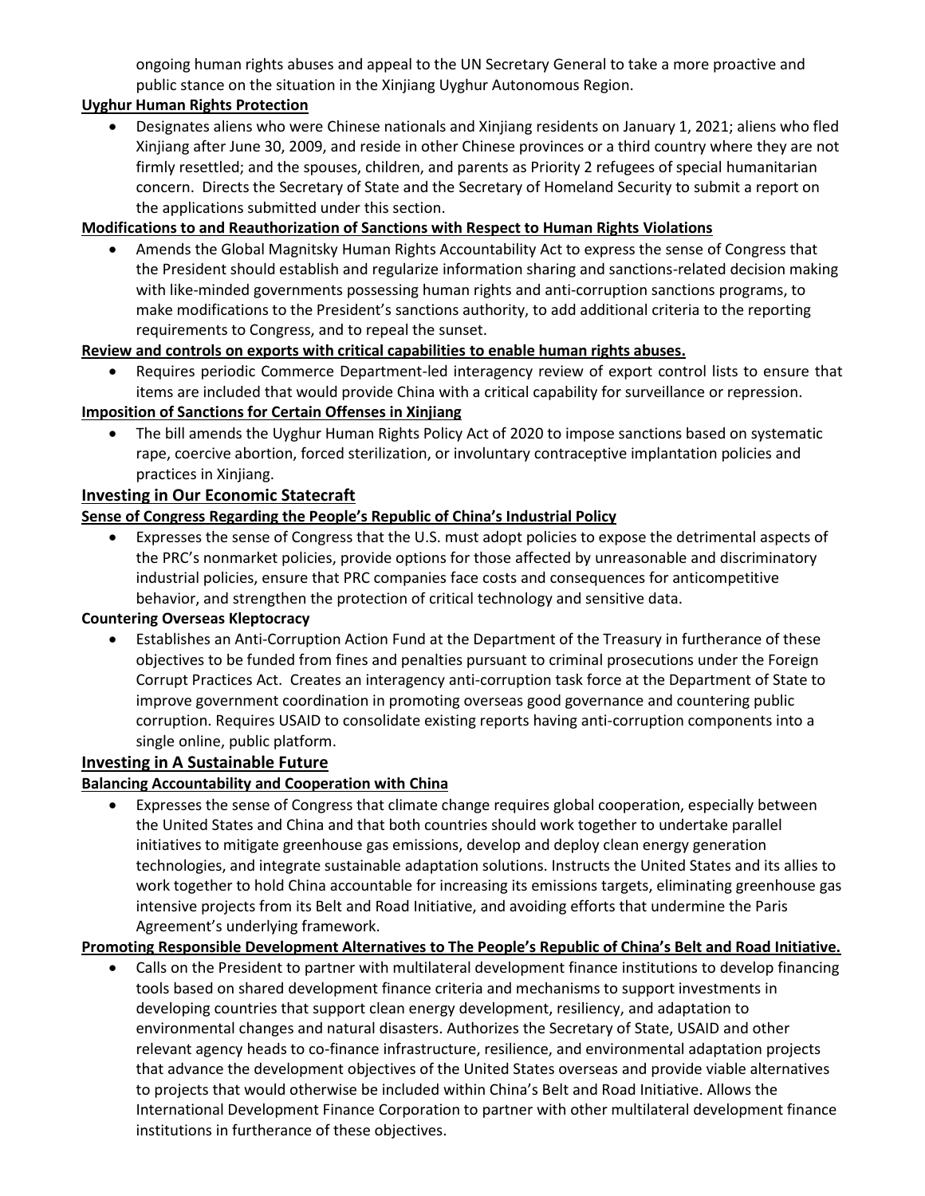ongoing human rights abuses and appeal to the UN Secretary General to take a more proactive and public stance on the situation in the Xinjiang Uyghur Autonomous Region.

**Uyghur Human Rights Protection**

- Designates aliens who were Chinese nationals and Xinjiang residents on January 1, 2021; aliens who fled Xinjiang after June 30, 2009, and reside in other Chinese provinces or a third country where they are not firmly resettled; and the spouses, children, and parents as Priority 2 refugees of special humanitarian concern. Directs the Secretary of State and the Secretary of Homeland Security to submit a report on the applications submitted under this section.

**Modifications to and Reauthorization of Sanctions with Respect to Human Rights Violations**

- Amends the Global Magnitsky Human Rights Accountability Act to express the sense of Congress that the President should establish and regularize information sharing and sanctions-related decision making with like-minded governments possessing human rights and anti-corruption sanctions programs, to make modifications to the President's sanctions authority, to add additional criteria to the reporting requirements to Congress, and to repeal the sunset.

**Review and controls on exports with critical capabilities to enable human rights abuses.**

- Requires periodic Commerce Department-led interagency review of export control lists to ensure that items are included that would provide China with a critical capability for surveillance or repression.

**Imposition of Sanctions for Certain Offenses in Xinjiang**

- The bill amends the Uyghur Human Rights Policy Act of 2020 to impose sanctions based on systematic rape, coercive abortion, forced sterilization, or involuntary contraceptive implantation policies and practices in Xinjiang.

## Investing in Our Economic Statecraft

**Sense of Congress Regarding the People's Republic of China's Industrial Policy**

- Expresses the sense of Congress that the U.S. must adopt policies to expose the detrimental aspects of the PRC's nonmarket policies, provide options for those affected by unreasonable and discriminatory industrial policies, ensure that PRC companies face costs and consequences for anticompetitive behavior, and strengthen the protection of critical technology and sensitive data.

**Countering Overseas Kleptocracy**

- Establishes an Anti-Corruption Action Fund at the Department of the Treasury in furtherance of these objectives to be funded from fines and penalties pursuant to criminal prosecutions under the Foreign Corrupt Practices Act. Creates an interagency anti-corruption task force at the Department of State to improve government coordination in promoting overseas good governance and countering public corruption. Requires USAID to consolidate existing reports having anti-corruption components into a single online, public platform.

## Investing in A Sustainable Future

**Balancing Accountability and Cooperation with China**

- Expresses the sense of Congress that climate change requires global cooperation, especially between the United States and China and that both countries should work together to undertake parallel initiatives to mitigate greenhouse gas emissions, develop and deploy clean energy generation technologies, and integrate sustainable adaptation solutions. Instructs the United States and its allies to work together to hold China accountable for increasing its emissions targets, eliminating greenhouse gas intensive projects from its Belt and Road Initiative, and avoiding efforts that undermine the Paris Agreement's underlying framework.

**Promoting Responsible Development Alternatives to The People's Republic of China's Belt and Road Initiative.**

- Calls on the President to partner with multilateral development finance institutions to develop financing tools based on shared development finance criteria and mechanisms to support investments in developing countries that support clean energy development, resiliency, and adaptation to environmental changes and natural disasters. Authorizes the Secretary of State, USAID and other relevant agency heads to co-finance infrastructure, resilience, and environmental adaptation projects that advance the development objectives of the United States overseas and provide viable alternatives to projects that would otherwise be included within China's Belt and Road Initiative. Allows the International Development Finance Corporation to partner with other multilateral development finance institutions in furtherance of these objectives.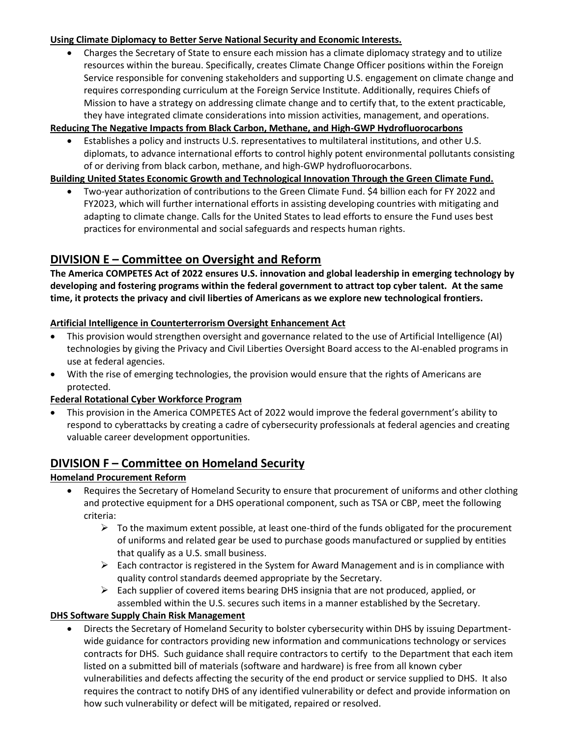**Using Climate Diplomacy to Better Serve National Security and Economic Interests.**

- Charges the Secretary of State to ensure each mission has a climate diplomacy strategy and to utilize resources within the bureau. Specifically, creates Climate Change Officer positions within the Foreign Service responsible for convening stakeholders and supporting U.S. engagement on climate change and requires corresponding curriculum at the Foreign Service Institute. Additionally, requires Chiefs of Mission to have a strategy on addressing climate change and to certify that, to the extent practicable, they have integrated climate considerations into mission activities, management, and operations.

**Reducing The Negative Impacts from Black Carbon, Methane, and High-GWP Hydrofluorocarbons**

- Establishes a policy and instructs U.S. representatives to multilateral institutions, and other U.S. diplomats, to advance international efforts to control highly potent environmental pollutants consisting of or deriving from black carbon, methane, and high-GWP hydrofluorocarbons.

**Building United States Economic Growth and Technological Innovation Through the Green Climate Fund.**

- Two-year authorization of contributions to the Green Climate Fund. $4 billion each for FY 2022 and FY2023, which will further international efforts in assisting developing countries with mitigating and adapting to climate change. Calls for the United States to lead efforts to ensure the Fund uses best practices for environmental and social safeguards and respects human rights.

## DIVISION E – Committee on Oversight and Reform

**The America COMPETES Act of 2022 ensures U.S. innovation and global leadership in emerging technology by developing and fostering programs within the federal government to attract top cyber talent. At the same time, it protects the privacy and civil liberties of Americans as we explore new technological frontiers.**

**Artificial Intelligence in Counterterrorism Oversight Enhancement Act**

- This provision would strengthen oversight and governance related to the use of Artificial Intelligence (AI) technologies by giving the Privacy and Civil Liberties Oversight Board access to the AI-enabled programs in use at federal agencies.
- With the rise of emerging technologies, the provision would ensure that the rights of Americans are protected.

**Federal Rotational Cyber Workforce Program**

- This provision in the America COMPETES Act of 2022 would improve the federal government's ability to respond to cyberattacks by creating a cadre of cybersecurity professionals at federal agencies and creating valuable career development opportunities.

## DIVISION F – Committee on Homeland Security

**Homeland Procurement Reform**

- Requires the Secretary of Homeland Security to ensure that procurement of uniforms and other clothing and protective equipment for a DHS operational component, such as TSA or CBP, meet the following criteria:
  - To the maximum extent possible, at least one-third of the funds obligated for the procurement of uniforms and related gear be used to purchase goods manufactured or supplied by entities that qualify as a U.S. small business.
  - Each contractor is registered in the System for Award Management and is in compliance with quality control standards deemed appropriate by the Secretary.
  - Each supplier of covered items bearing DHS insignia that are not produced, applied, or assembled within the U.S. secures such items in a manner established by the Secretary.

**DHS Software Supply Chain Risk Management**

- Directs the Secretary of Homeland Security to bolster cybersecurity within DHS by issuing Department-wide guidance for contractors providing new information and communications technology or services contracts for DHS. Such guidance shall require contractors to certify to the Department that each item listed on a submitted bill of materials (software and hardware) is free from all known cyber vulnerabilities and defects affecting the security of the end product or service supplied to DHS. It also requires the contract to notify DHS of any identified vulnerability or defect and provide information on how such vulnerability or defect will be mitigated, repaired or resolved.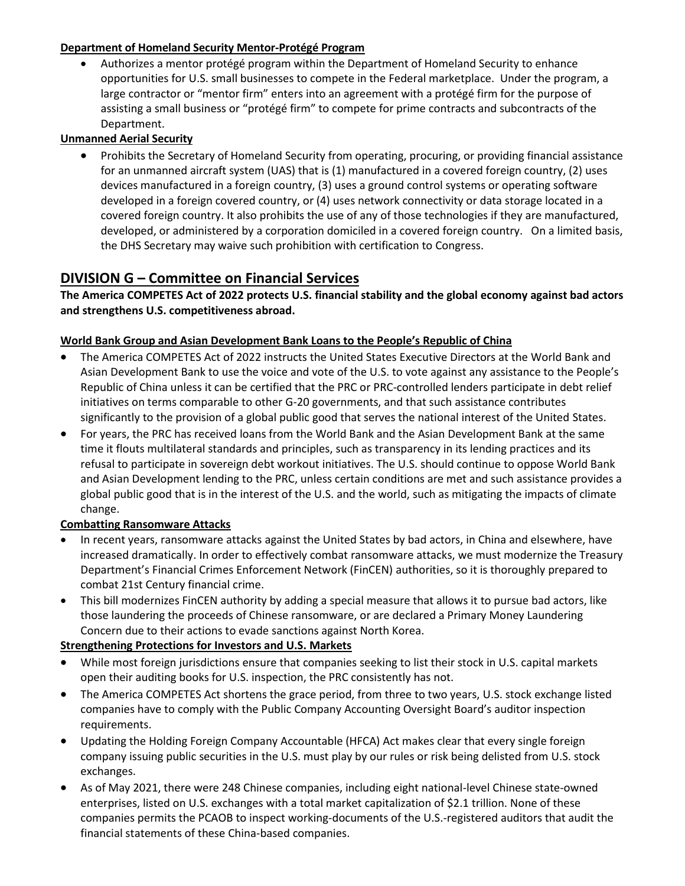**Department of Homeland Security Mentor-Protégé Program**

- Authorizes a mentor protégé program within the Department of Homeland Security to enhance opportunities for U.S. small businesses to compete in the Federal marketplace. Under the program, a large contractor or "mentor firm" enters into an agreement with a protégé firm for the purpose of assisting a small business or "protégé firm" to compete for prime contracts and subcontracts of the Department.

**Unmanned Aerial Security**

- Prohibits the Secretary of Homeland Security from operating, procuring, or providing financial assistance for an unmanned aircraft system (UAS) that is (1) manufactured in a covered foreign country, (2) uses devices manufactured in a foreign country, (3) uses a ground control systems or operating software developed in a foreign covered country, or (4) uses network connectivity or data storage located in a covered foreign country. It also prohibits the use of any of those technologies if they are manufactured, developed, or administered by a corporation domiciled in a covered foreign country. On a limited basis, the DHS Secretary may waive such prohibition with certification to Congress.

## DIVISION G – Committee on Financial Services

**The America COMPETES Act of 2022 protects U.S. financial stability and the global economy against bad actors and strengthens U.S. competitiveness abroad.**

**World Bank Group and Asian Development Bank Loans to the People's Republic of China**

- The America COMPETES Act of 2022 instructs the United States Executive Directors at the World Bank and Asian Development Bank to use the voice and vote of the U.S. to vote against any assistance to the People's Republic of China unless it can be certified that the PRC or PRC-controlled lenders participate in debt relief initiatives on terms comparable to other G-20 governments, and that such assistance contributes significantly to the provision of a global public good that serves the national interest of the United States.
- For years, the PRC has received loans from the World Bank and the Asian Development Bank at the same time it flouts multilateral standards and principles, such as transparency in its lending practices and its refusal to participate in sovereign debt workout initiatives. The U.S. should continue to oppose World Bank and Asian Development lending to the PRC, unless certain conditions are met and such assistance provides a global public good that is in the interest of the U.S. and the world, such as mitigating the impacts of climate change.

**Combatting Ransomware Attacks**

- In recent years, ransomware attacks against the United States by bad actors, in China and elsewhere, have increased dramatically. In order to effectively combat ransomware attacks, we must modernize the Treasury Department's Financial Crimes Enforcement Network (FinCEN) authorities, so it is thoroughly prepared to combat 21st Century financial crime.
- This bill modernizes FinCEN authority by adding a special measure that allows it to pursue bad actors, like those laundering the proceeds of Chinese ransomware, or are declared a Primary Money Laundering Concern due to their actions to evade sanctions against North Korea.

**Strengthening Protections for Investors and U.S. Markets**

- While most foreign jurisdictions ensure that companies seeking to list their stock in U.S. capital markets open their auditing books for U.S. inspection, the PRC consistently has not.
- The America COMPETES Act shortens the grace period, from three to two years, U.S. stock exchange listed companies have to comply with the Public Company Accounting Oversight Board's auditor inspection requirements.
- Updating the Holding Foreign Company Accountable (HFCA) Act makes clear that every single foreign company issuing public securities in the U.S. must play by our rules or risk being delisted from U.S. stock exchanges.
- As of May 2021, there were 248 Chinese companies, including eight national-level Chinese state-owned enterprises, listed on U.S. exchanges with a total market capitalization of $2.1 trillion. None of these companies permits the PCAOB to inspect working-documents of the U.S.-registered auditors that audit the financial statements of these China-based companies.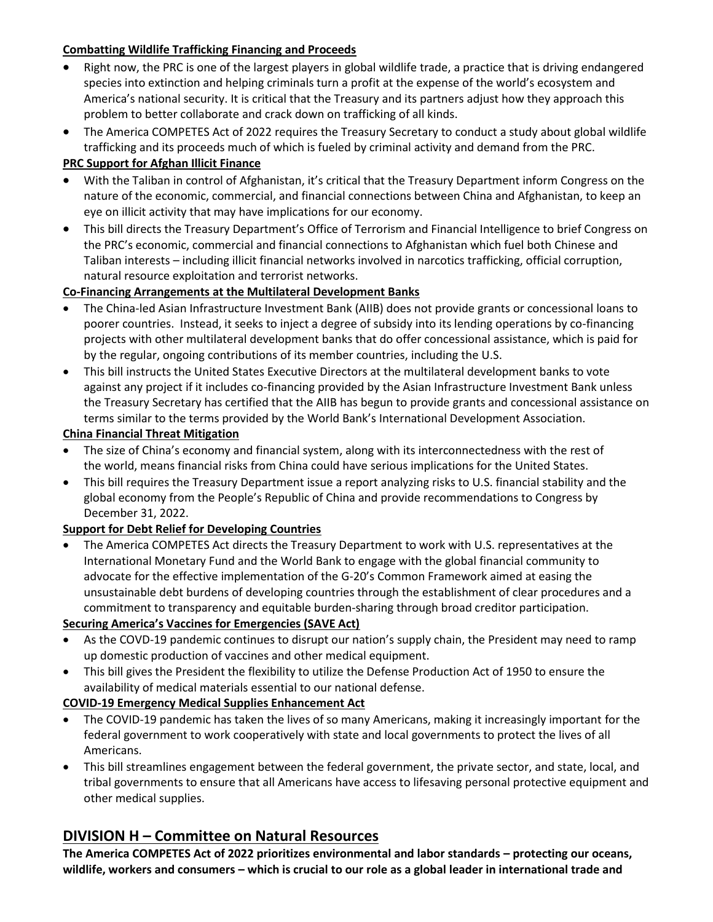**Combatting Wildlife Trafficking Financing and Proceeds**

- Right now, the PRC is one of the largest players in global wildlife trade, a practice that is driving endangered species into extinction and helping criminals turn a profit at the expense of the world's ecosystem and America's national security. It is critical that the Treasury and its partners adjust how they approach this problem to better collaborate and crack down on trafficking of all kinds.
- The America COMPETES Act of 2022 requires the Treasury Secretary to conduct a study about global wildlife trafficking and its proceeds much of which is fueled by criminal activity and demand from the PRC.

**PRC Support for Afghan Illicit Finance**

- With the Taliban in control of Afghanistan, it's critical that the Treasury Department inform Congress on the nature of the economic, commercial, and financial connections between China and Afghanistan, to keep an eye on illicit activity that may have implications for our economy.
- This bill directs the Treasury Department's Office of Terrorism and Financial Intelligence to brief Congress on the PRC's economic, commercial and financial connections to Afghanistan which fuel both Chinese and Taliban interests – including illicit financial networks involved in narcotics trafficking, official corruption, natural resource exploitation and terrorist networks.

**Co-Financing Arrangements at the Multilateral Development Banks**

- The China-led Asian Infrastructure Investment Bank (AIIB) does not provide grants or concessional loans to poorer countries. Instead, it seeks to inject a degree of subsidy into its lending operations by co-financing projects with other multilateral development banks that do offer concessional assistance, which is paid for by the regular, ongoing contributions of its member countries, including the U.S.
- This bill instructs the United States Executive Directors at the multilateral development banks to vote against any project if it includes co-financing provided by the Asian Infrastructure Investment Bank unless the Treasury Secretary has certified that the AIIB has begun to provide grants and concessional assistance on terms similar to the terms provided by the World Bank's International Development Association.

**China Financial Threat Mitigation**

- The size of China's economy and financial system, along with its interconnectedness with the rest of the world, means financial risks from China could have serious implications for the United States.
- This bill requires the Treasury Department issue a report analyzing risks to U.S. financial stability and the global economy from the People's Republic of China and provide recommendations to Congress by December 31, 2022.

**Support for Debt Relief for Developing Countries**

- The America COMPETES Act directs the Treasury Department to work with U.S. representatives at the International Monetary Fund and the World Bank to engage with the global financial community to advocate for the effective implementation of the G-20's Common Framework aimed at easing the unsustainable debt burdens of developing countries through the establishment of clear procedures and a commitment to transparency and equitable burden-sharing through broad creditor participation.

**Securing America's Vaccines for Emergencies (SAVE Act)**

- As the COVD-19 pandemic continues to disrupt our nation's supply chain, the President may need to ramp up domestic production of vaccines and other medical equipment.
- This bill gives the President the flexibility to utilize the Defense Production Act of 1950 to ensure the availability of medical materials essential to our national defense.

**COVID-19 Emergency Medical Supplies Enhancement Act**

- The COVID-19 pandemic has taken the lives of so many Americans, making it increasingly important for the federal government to work cooperatively with state and local governments to protect the lives of all Americans.
- This bill streamlines engagement between the federal government, the private sector, and state, local, and tribal governments to ensure that all Americans have access to lifesaving personal protective equipment and other medical supplies.

## DIVISION H – Committee on Natural Resources

**The America COMPETES Act of 2022 prioritizes environmental and labor standards – protecting our oceans, wildlife, workers and consumers – which is crucial to our role as a global leader in international trade and**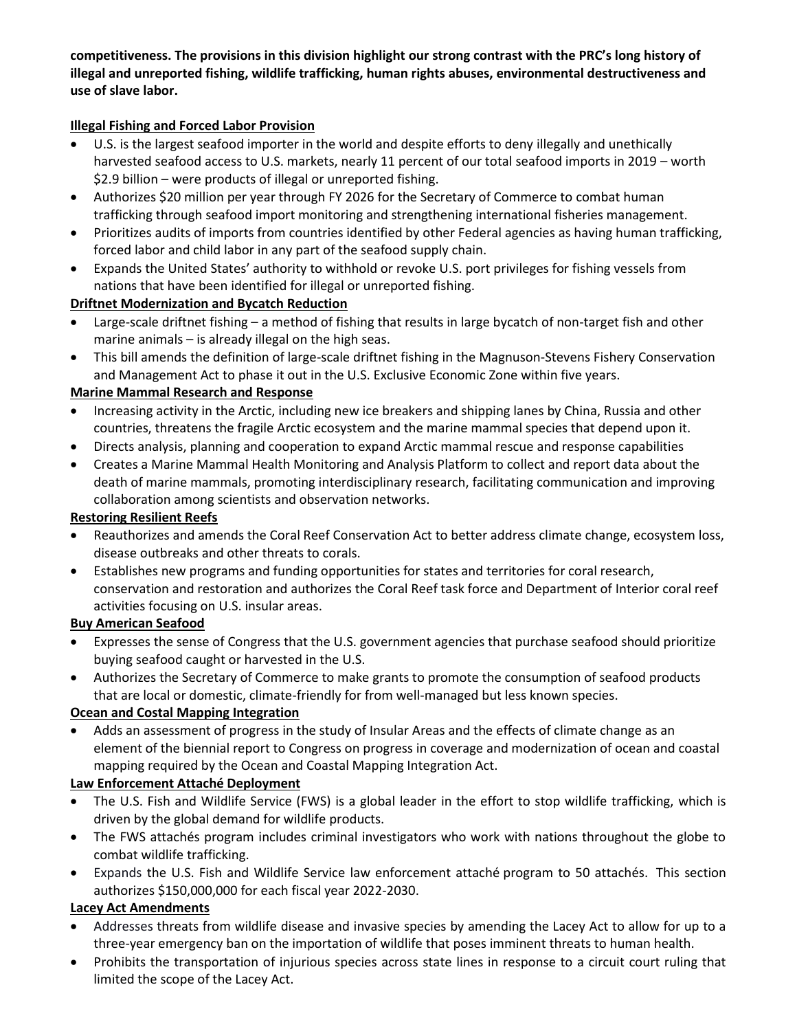**competitiveness. The provisions in this division highlight our strong contrast with the PRC's long history of illegal and unreported fishing, wildlife trafficking, human rights abuses, environmental destructiveness and use of slave labor.**

**Illegal Fishing and Forced Labor Provision**

- U.S. is the largest seafood importer in the world and despite efforts to deny illegally and unethically harvested seafood access to U.S. markets, nearly 11 percent of our total seafood imports in 2019 – worth $2.9 billion – were products of illegal or unreported fishing.
- Authorizes $20 million per year through FY 2026 for the Secretary of Commerce to combat human trafficking through seafood import monitoring and strengthening international fisheries management.
- Prioritizes audits of imports from countries identified by other Federal agencies as having human trafficking, forced labor and child labor in any part of the seafood supply chain.
- Expands the United States' authority to withhold or revoke U.S. port privileges for fishing vessels from nations that have been identified for illegal or unreported fishing.

**Driftnet Modernization and Bycatch Reduction**

- Large-scale driftnet fishing – a method of fishing that results in large bycatch of non-target fish and other marine animals – is already illegal on the high seas.
- This bill amends the definition of large-scale driftnet fishing in the Magnuson-Stevens Fishery Conservation and Management Act to phase it out in the U.S. Exclusive Economic Zone within five years.

**Marine Mammal Research and Response**

- Increasing activity in the Arctic, including new ice breakers and shipping lanes by China, Russia and other countries, threatens the fragile Arctic ecosystem and the marine mammal species that depend upon it.
- Directs analysis, planning and cooperation to expand Arctic mammal rescue and response capabilities
- Creates a Marine Mammal Health Monitoring and Analysis Platform to collect and report data about the death of marine mammals, promoting interdisciplinary research, facilitating communication and improving collaboration among scientists and observation networks.

**Restoring Resilient Reefs**

- Reauthorizes and amends the Coral Reef Conservation Act to better address climate change, ecosystem loss, disease outbreaks and other threats to corals.
- Establishes new programs and funding opportunities for states and territories for coral research, conservation and restoration and authorizes the Coral Reef task force and Department of Interior coral reef activities focusing on U.S. insular areas.

**Buy American Seafood**

- Expresses the sense of Congress that the U.S. government agencies that purchase seafood should prioritize buying seafood caught or harvested in the U.S.
- Authorizes the Secretary of Commerce to make grants to promote the consumption of seafood products that are local or domestic, climate-friendly for from well-managed but less known species.

**Ocean and Costal Mapping Integration**

- Adds an assessment of progress in the study of Insular Areas and the effects of climate change as an element of the biennial report to Congress on progress in coverage and modernization of ocean and coastal mapping required by the Ocean and Coastal Mapping Integration Act.

**Law Enforcement Attaché Deployment**

- The U.S. Fish and Wildlife Service (FWS) is a global leader in the effort to stop wildlife trafficking, which is driven by the global demand for wildlife products.
- The FWS attachés program includes criminal investigators who work with nations throughout the globe to combat wildlife trafficking.
- Expands the U.S. Fish and Wildlife Service law enforcement attaché program to 50 attachés. This section authorizes $150,000,000 for each fiscal year 2022-2030.

**Lacey Act Amendments**

- Addresses threats from wildlife disease and invasive species by amending the Lacey Act to allow for up to a three-year emergency ban on the importation of wildlife that poses imminent threats to human health.
- Prohibits the transportation of injurious species across state lines in response to a circuit court ruling that limited the scope of the Lacey Act.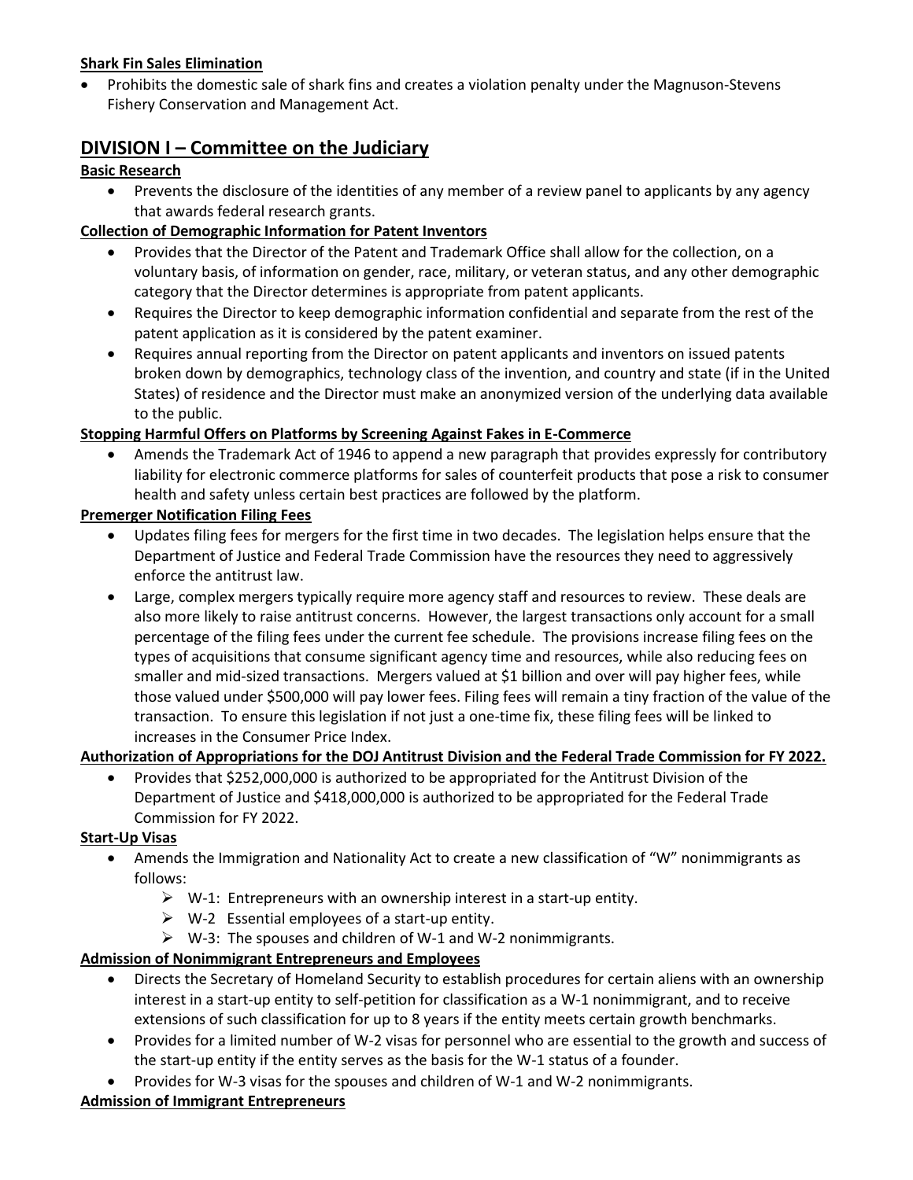**Shark Fin Sales Elimination**

- Prohibits the domestic sale of shark fins and creates a violation penalty under the Magnuson-Stevens Fishery Conservation and Management Act.

## DIVISION I – Committee on the Judiciary

**Basic Research**

- Prevents the disclosure of the identities of any member of a review panel to applicants by any agency that awards federal research grants.

**Collection of Demographic Information for Patent Inventors**

- Provides that the Director of the Patent and Trademark Office shall allow for the collection, on a voluntary basis, of information on gender, race, military, or veteran status, and any other demographic category that the Director determines is appropriate from patent applicants.
- Requires the Director to keep demographic information confidential and separate from the rest of the patent application as it is considered by the patent examiner.
- Requires annual reporting from the Director on patent applicants and inventors on issued patents broken down by demographics, technology class of the invention, and country and state (if in the United States) of residence and the Director must make an anonymized version of the underlying data available to the public.

**Stopping Harmful Offers on Platforms by Screening Against Fakes in E-Commerce**

- Amends the Trademark Act of 1946 to append a new paragraph that provides expressly for contributory liability for electronic commerce platforms for sales of counterfeit products that pose a risk to consumer health and safety unless certain best practices are followed by the platform.

**Premerger Notification Filing Fees**

- Updates filing fees for mergers for the first time in two decades. The legislation helps ensure that the Department of Justice and Federal Trade Commission have the resources they need to aggressively enforce the antitrust law.
- Large, complex mergers typically require more agency staff and resources to review. These deals are also more likely to raise antitrust concerns. However, the largest transactions only account for a small percentage of the filing fees under the current fee schedule. The provisions increase filing fees on the types of acquisitions that consume significant agency time and resources, while also reducing fees on smaller and mid-sized transactions. Mergers valued at $1 billion and over will pay higher fees, while those valued under $500,000 will pay lower fees. Filing fees will remain a tiny fraction of the value of the transaction. To ensure this legislation if not just a one-time fix, these filing fees will be linked to increases in the Consumer Price Index.

**Authorization of Appropriations for the DOJ Antitrust Division and the Federal Trade Commission for FY 2022.**

- Provides that $252,000,000 is authorized to be appropriated for the Antitrust Division of the Department of Justice and $418,000,000 is authorized to be appropriated for the Federal Trade Commission for FY 2022.

**Start-Up Visas**

- Amends the Immigration and Nationality Act to create a new classification of "W" nonimmigrants as follows:
  - W-1: Entrepreneurs with an ownership interest in a start-up entity.
  - W-2 Essential employees of a start-up entity.
  - W-3: The spouses and children of W-1 and W-2 nonimmigrants.

**Admission of Nonimmigrant Entrepreneurs and Employees**

- Directs the Secretary of Homeland Security to establish procedures for certain aliens with an ownership interest in a start-up entity to self-petition for classification as a W-1 nonimmigrant, and to receive extensions of such classification for up to 8 years if the entity meets certain growth benchmarks.
- Provides for a limited number of W-2 visas for personnel who are essential to the growth and success of the start-up entity if the entity serves as the basis for the W-1 status of a founder.
- Provides for W-3 visas for the spouses and children of W-1 and W-2 nonimmigrants.

**Admission of Immigrant Entrepreneurs**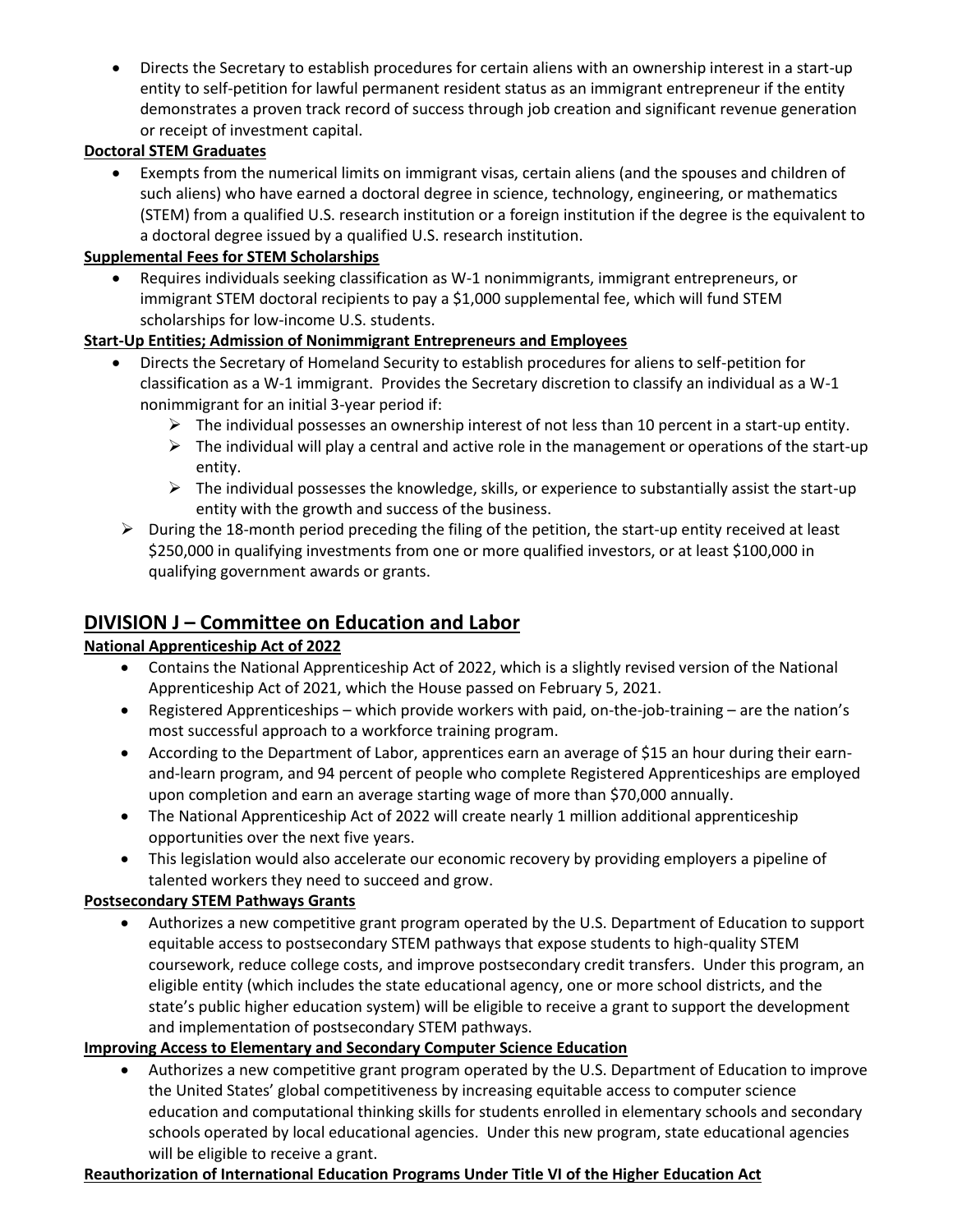- Directs the Secretary to establish procedures for certain aliens with an ownership interest in a start-up entity to self-petition for lawful permanent resident status as an immigrant entrepreneur if the entity demonstrates a proven track record of success through job creation and significant revenue generation or receipt of investment capital.

**Doctoral STEM Graduates**

- Exempts from the numerical limits on immigrant visas, certain aliens (and the spouses and children of such aliens) who have earned a doctoral degree in science, technology, engineering, or mathematics (STEM) from a qualified U.S. research institution or a foreign institution if the degree is the equivalent to a doctoral degree issued by a qualified U.S. research institution.

**Supplemental Fees for STEM Scholarships**

- Requires individuals seeking classification as W-1 nonimmigrants, immigrant entrepreneurs, or immigrant STEM doctoral recipients to pay a $1,000 supplemental fee, which will fund STEM scholarships for low-income U.S. students.

**Start-Up Entities; Admission of Nonimmigrant Entrepreneurs and Employees**

- Directs the Secretary of Homeland Security to establish procedures for aliens to self-petition for classification as a W-1 immigrant. Provides the Secretary discretion to classify an individual as a W-1 nonimmigrant for an initial 3-year period if:
  - The individual possesses an ownership interest of not less than 10 percent in a start-up entity.
  - The individual will play a central and active role in the management or operations of the start-up entity.
  - The individual possesses the knowledge, skills, or experience to substantially assist the start-up entity with the growth and success of the business.
- During the 18-month period preceding the filing of the petition, the start-up entity received at least $250,000 in qualifying investments from one or more qualified investors, or at least $100,000 in qualifying government awards or grants.

## DIVISION J – Committee on Education and Labor

**National Apprenticeship Act of 2022**

- Contains the National Apprenticeship Act of 2022, which is a slightly revised version of the National Apprenticeship Act of 2021, which the House passed on February 5, 2021.
- Registered Apprenticeships – which provide workers with paid, on-the-job-training – are the nation's most successful approach to a workforce training program.
- According to the Department of Labor, apprentices earn an average of $15 an hour during their earn-and-learn program, and 94 percent of people who complete Registered Apprenticeships are employed upon completion and earn an average starting wage of more than $70,000 annually.
- The National Apprenticeship Act of 2022 will create nearly 1 million additional apprenticeship opportunities over the next five years.
- This legislation would also accelerate our economic recovery by providing employers a pipeline of talented workers they need to succeed and grow.

**Postsecondary STEM Pathways Grants**

- Authorizes a new competitive grant program operated by the U.S. Department of Education to support equitable access to postsecondary STEM pathways that expose students to high-quality STEM coursework, reduce college costs, and improve postsecondary credit transfers. Under this program, an eligible entity (which includes the state educational agency, one or more school districts, and the state's public higher education system) will be eligible to receive a grant to support the development and implementation of postsecondary STEM pathways.

**Improving Access to Elementary and Secondary Computer Science Education**

- Authorizes a new competitive grant program operated by the U.S. Department of Education to improve the United States' global competitiveness by increasing equitable access to computer science education and computational thinking skills for students enrolled in elementary schools and secondary schools operated by local educational agencies. Under this new program, state educational agencies will be eligible to receive a grant.

**Reauthorization of International Education Programs Under Title VI of the Higher Education Act**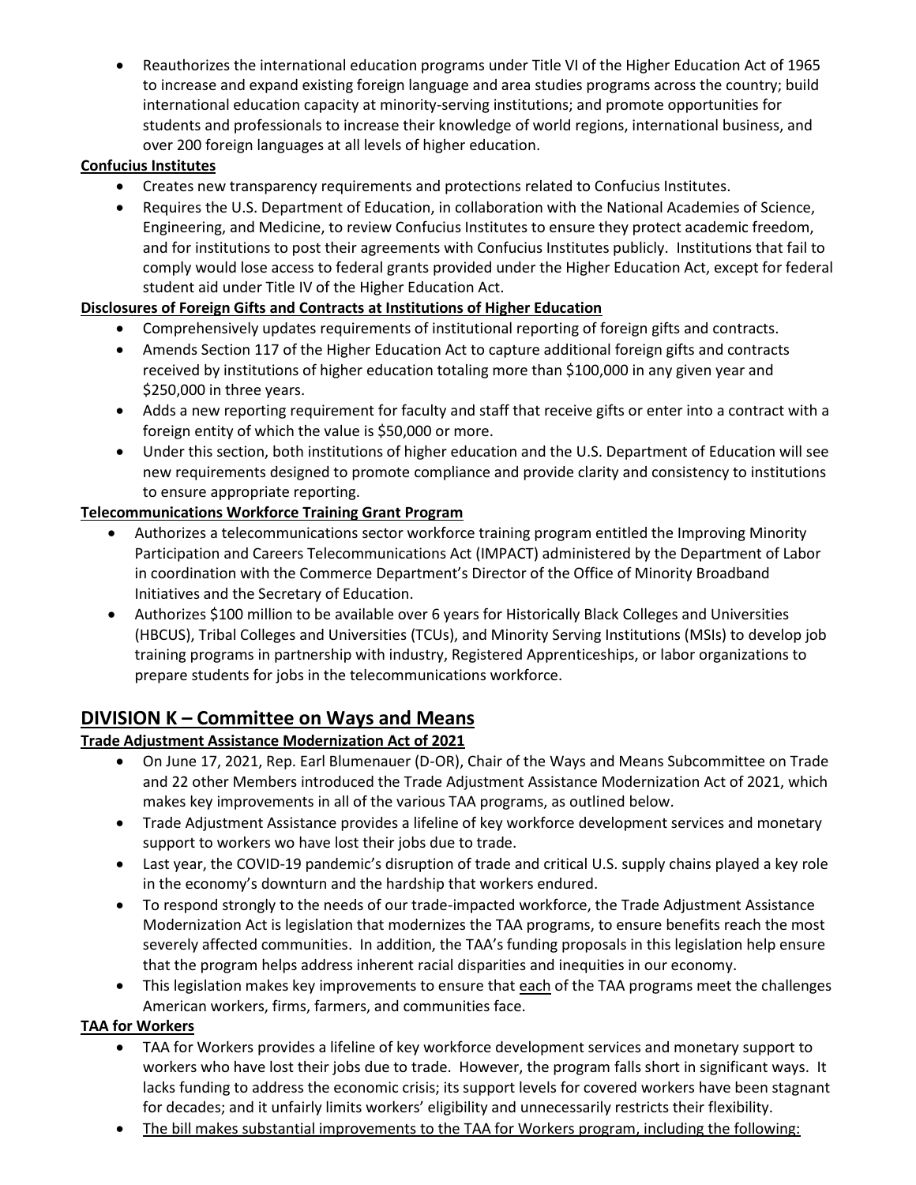- Reauthorizes the international education programs under Title VI of the Higher Education Act of 1965 to increase and expand existing foreign language and area studies programs across the country; build international education capacity at minority-serving institutions; and promote opportunities for students and professionals to increase their knowledge of world regions, international business, and over 200 foreign languages at all levels of higher education.

**Confucius Institutes**

- Creates new transparency requirements and protections related to Confucius Institutes.
- Requires the U.S. Department of Education, in collaboration with the National Academies of Science, Engineering, and Medicine, to review Confucius Institutes to ensure they protect academic freedom, and for institutions to post their agreements with Confucius Institutes publicly. Institutions that fail to comply would lose access to federal grants provided under the Higher Education Act, except for federal student aid under Title IV of the Higher Education Act.

**Disclosures of Foreign Gifts and Contracts at Institutions of Higher Education**

- Comprehensively updates requirements of institutional reporting of foreign gifts and contracts.
- Amends Section 117 of the Higher Education Act to capture additional foreign gifts and contracts received by institutions of higher education totaling more than $100,000 in any given year and $250,000 in three years.
- Adds a new reporting requirement for faculty and staff that receive gifts or enter into a contract with a foreign entity of which the value is $50,000 or more.
- Under this section, both institutions of higher education and the U.S. Department of Education will see new requirements designed to promote compliance and provide clarity and consistency to institutions to ensure appropriate reporting.

**Telecommunications Workforce Training Grant Program**

- Authorizes a telecommunications sector workforce training program entitled the Improving Minority Participation and Careers Telecommunications Act (IMPACT) administered by the Department of Labor in coordination with the Commerce Department's Director of the Office of Minority Broadband Initiatives and the Secretary of Education.
- Authorizes $100 million to be available over 6 years for Historically Black Colleges and Universities (HBCUS), Tribal Colleges and Universities (TCUs), and Minority Serving Institutions (MSIs) to develop job training programs in partnership with industry, Registered Apprenticeships, or labor organizations to prepare students for jobs in the telecommunications workforce.

## DIVISION K – Committee on Ways and Means

**Trade Adjustment Assistance Modernization Act of 2021**

- On June 17, 2021, Rep. Earl Blumenauer (D-OR), Chair of the Ways and Means Subcommittee on Trade and 22 other Members introduced the Trade Adjustment Assistance Modernization Act of 2021, which makes key improvements in all of the various TAA programs, as outlined below.
- Trade Adjustment Assistance provides a lifeline of key workforce development services and monetary support to workers wo have lost their jobs due to trade.
- Last year, the COVID-19 pandemic's disruption of trade and critical U.S. supply chains played a key role in the economy's downturn and the hardship that workers endured.
- To respond strongly to the needs of our trade-impacted workforce, the Trade Adjustment Assistance Modernization Act is legislation that modernizes the TAA programs, to ensure benefits reach the most severely affected communities. In addition, the TAA's funding proposals in this legislation help ensure that the program helps address inherent racial disparities and inequities in our economy.
- This legislation makes key improvements to ensure that each of the TAA programs meet the challenges American workers, firms, farmers, and communities face.

**TAA for Workers**

- TAA for Workers provides a lifeline of key workforce development services and monetary support to workers who have lost their jobs due to trade. However, the program falls short in significant ways. It lacks funding to address the economic crisis; its support levels for covered workers have been stagnant for decades; and it unfairly limits workers' eligibility and unnecessarily restricts their flexibility.
- The bill makes substantial improvements to the TAA for Workers program, including the following: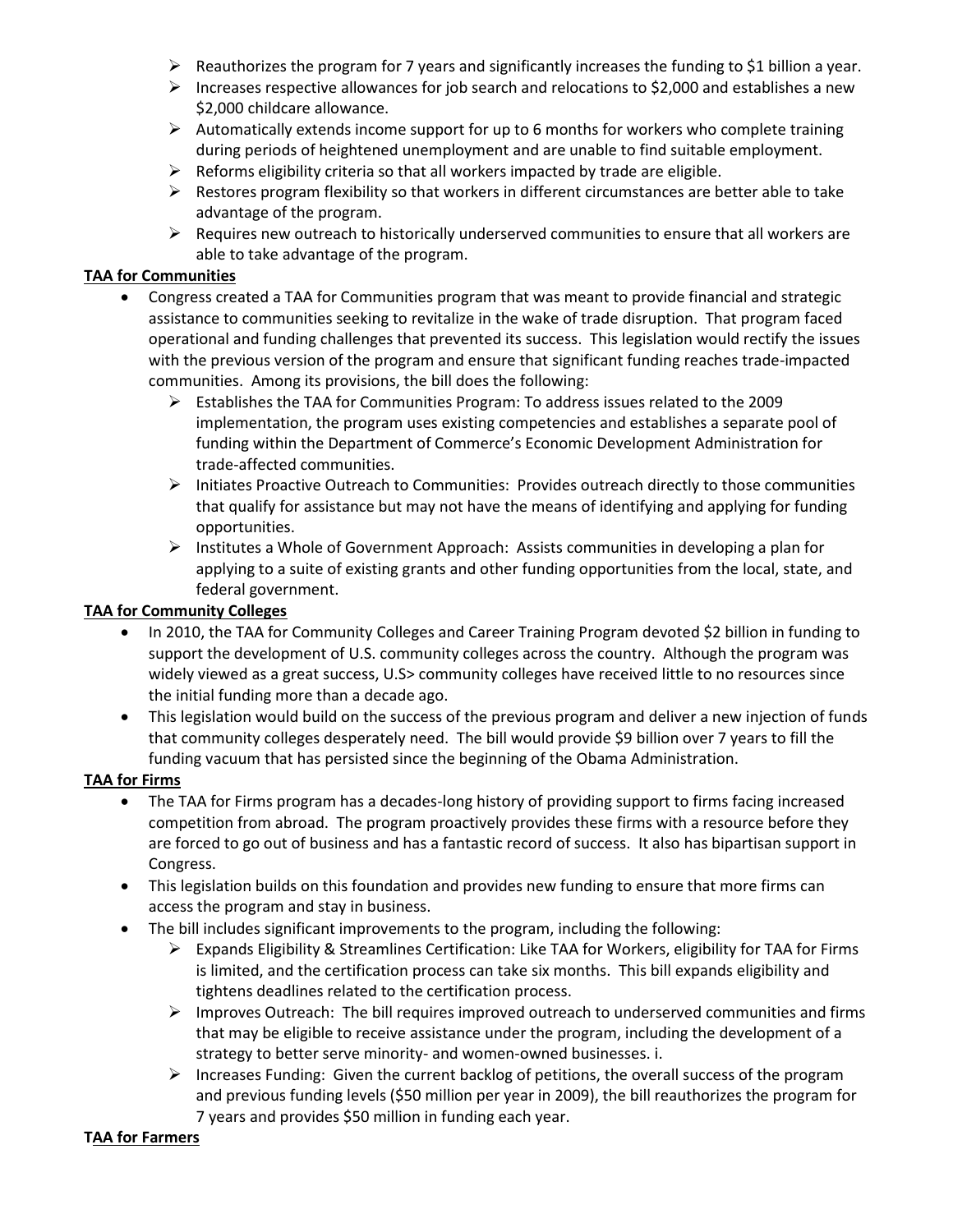- Reauthorizes the program for 7 years and significantly increases the funding to $1 billion a year.
- Increases respective allowances for job search and relocations to $2,000 and establishes a new $2,000 childcare allowance.
- Automatically extends income support for up to 6 months for workers who complete training during periods of heightened unemployment and are unable to find suitable employment.
- Reforms eligibility criteria so that all workers impacted by trade are eligible.
- Restores program flexibility so that workers in different circumstances are better able to take advantage of the program.
- Requires new outreach to historically underserved communities to ensure that all workers are able to take advantage of the program.

**TAA for Communities**

- Congress created a TAA for Communities program that was meant to provide financial and strategic assistance to communities seeking to revitalize in the wake of trade disruption. That program faced operational and funding challenges that prevented its success. This legislation would rectify the issues with the previous version of the program and ensure that significant funding reaches trade-impacted communities. Among its provisions, the bill does the following:
  - Establishes the TAA for Communities Program: To address issues related to the 2009 implementation, the program uses existing competencies and establishes a separate pool of funding within the Department of Commerce's Economic Development Administration for trade-affected communities.
  - Initiates Proactive Outreach to Communities: Provides outreach directly to those communities that qualify for assistance but may not have the means of identifying and applying for funding opportunities.
  - Institutes a Whole of Government Approach: Assists communities in developing a plan for applying to a suite of existing grants and other funding opportunities from the local, state, and federal government.

**TAA for Community Colleges**

- In 2010, the TAA for Community Colleges and Career Training Program devoted $2 billion in funding to support the development of U.S. community colleges across the country. Although the program was widely viewed as a great success, U.S> community colleges have received little to no resources since the initial funding more than a decade ago.
- This legislation would build on the success of the previous program and deliver a new injection of funds that community colleges desperately need. The bill would provide $9 billion over 7 years to fill the funding vacuum that has persisted since the beginning of the Obama Administration.

**TAA for Firms**

- The TAA for Firms program has a decades-long history of providing support to firms facing increased competition from abroad. The program proactively provides these firms with a resource before they are forced to go out of business and has a fantastic record of success. It also has bipartisan support in Congress.
- This legislation builds on this foundation and provides new funding to ensure that more firms can access the program and stay in business.
- The bill includes significant improvements to the program, including the following:
  - Expands Eligibility & Streamlines Certification: Like TAA for Workers, eligibility for TAA for Firms is limited, and the certification process can take six months. This bill expands eligibility and tightens deadlines related to the certification process.
  - Improves Outreach: The bill requires improved outreach to underserved communities and firms that may be eligible to receive assistance under the program, including the development of a strategy to better serve minority- and women-owned businesses. i.
  - Increases Funding: Given the current backlog of petitions, the overall success of the program and previous funding levels ($50 million per year in 2009), the bill reauthorizes the program for 7 years and provides $50 million in funding each year.

**TAA for Farmers**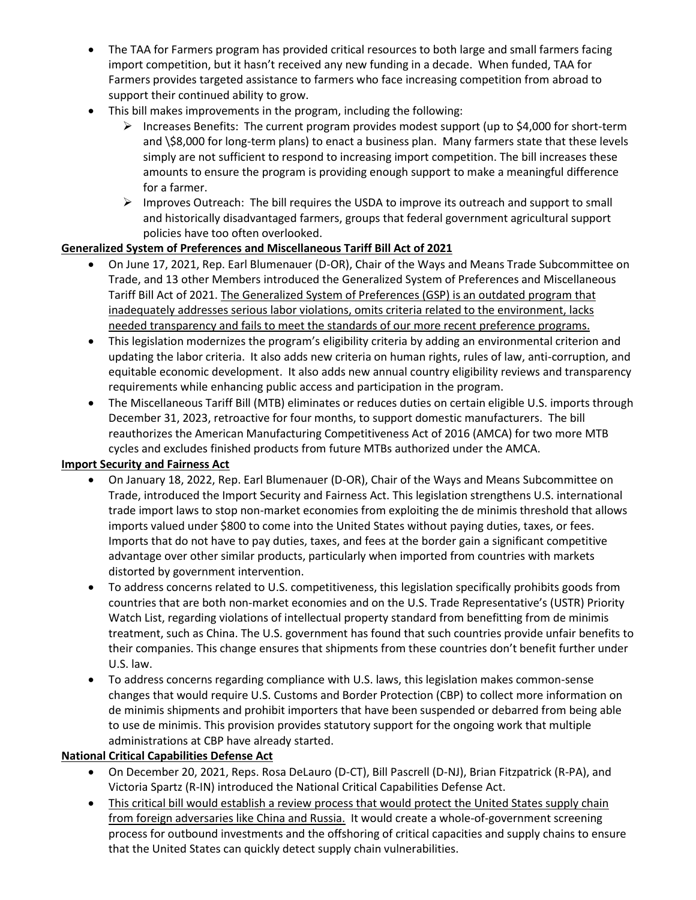- The TAA for Farmers program has provided critical resources to both large and small farmers facing import competition, but it hasn't received any new funding in a decade. When funded, TAA for Farmers provides targeted assistance to farmers who face increasing competition from abroad to support their continued ability to grow.
- This bill makes improvements in the program, including the following:
  - Increases Benefits: The current program provides modest support (up to $4,000 for short-term and $8,000 for long-term plans) to enact a business plan. Many farmers state that these levels simply are not sufficient to respond to increasing import competition. The bill increases these amounts to ensure the program is providing enough support to make a meaningful difference for a farmer.
  - Improves Outreach: The bill requires the USDA to improve its outreach and support to small and historically disadvantaged farmers, groups that federal government agricultural support policies have too often overlooked.

**<u>Generalized System of Preferences and Miscellaneous Tariff Bill Act of 2021</u>**

- On June 17, 2021, Rep. Earl Blumenauer (D-OR), Chair of the Ways and Means Trade Subcommittee on Trade, and 13 other Members introduced the Generalized System of Preferences and Miscellaneous Tariff Bill Act of 2021. <u>The Generalized System of Preferences (GSP) is an outdated program that inadequately addresses serious labor violations, omits criteria related to the environment, lacks needed transparency and fails to meet the standards of our more recent preference programs.</u>
- This legislation modernizes the program's eligibility criteria by adding an environmental criterion and updating the labor criteria. It also adds new criteria on human rights, rules of law, anti-corruption, and equitable economic development. It also adds new annual country eligibility reviews and transparency requirements while enhancing public access and participation in the program.
- The Miscellaneous Tariff Bill (MTB) eliminates or reduces duties on certain eligible U.S. imports through December 31, 2023, retroactive for four months, to support domestic manufacturers. The bill reauthorizes the American Manufacturing Competitiveness Act of 2016 (AMCA) for two more MTB cycles and excludes finished products from future MTBs authorized under the AMCA.

**<u>Import Security and Fairness Act</u>**

- On January 18, 2022, Rep. Earl Blumenauer (D-OR), Chair of the Ways and Means Subcommittee on Trade, introduced the Import Security and Fairness Act. This legislation strengthens U.S. international trade import laws to stop non-market economies from exploiting the de minimis threshold that allows imports valued under $800 to come into the United States without paying duties, taxes, or fees. Imports that do not have to pay duties, taxes, and fees at the border gain a significant competitive advantage over other similar products, particularly when imported from countries with markets distorted by government intervention.
- To address concerns related to U.S. competitiveness, this legislation specifically prohibits goods from countries that are both non-market economies and on the U.S. Trade Representative's (USTR) Priority Watch List, regarding violations of intellectual property standard from benefitting from de minimis treatment, such as China. The U.S. government has found that such countries provide unfair benefits to their companies. This change ensures that shipments from these countries don't benefit further under U.S. law.
- To address concerns regarding compliance with U.S. laws, this legislation makes common-sense changes that would require U.S. Customs and Border Protection (CBP) to collect more information on de minimis shipments and prohibit importers that have been suspended or debarred from being able to use de minimis. This provision provides statutory support for the ongoing work that multiple administrations at CBP have already started.

**<u>National Critical Capabilities Defense Act</u>**

- On December 20, 2021, Reps. Rosa DeLauro (D-CT), Bill Pascrell (D-NJ), Brian Fitzpatrick (R-PA), and Victoria Spartz (R-IN) introduced the National Critical Capabilities Defense Act.
- <u>This critical bill would establish a review process that would protect the United States supply chain from foreign adversaries like China and Russia.</u> It would create a whole-of-government screening process for outbound investments and the offshoring of critical capacities and supply chains to ensure that the United States can quickly detect supply chain vulnerabilities.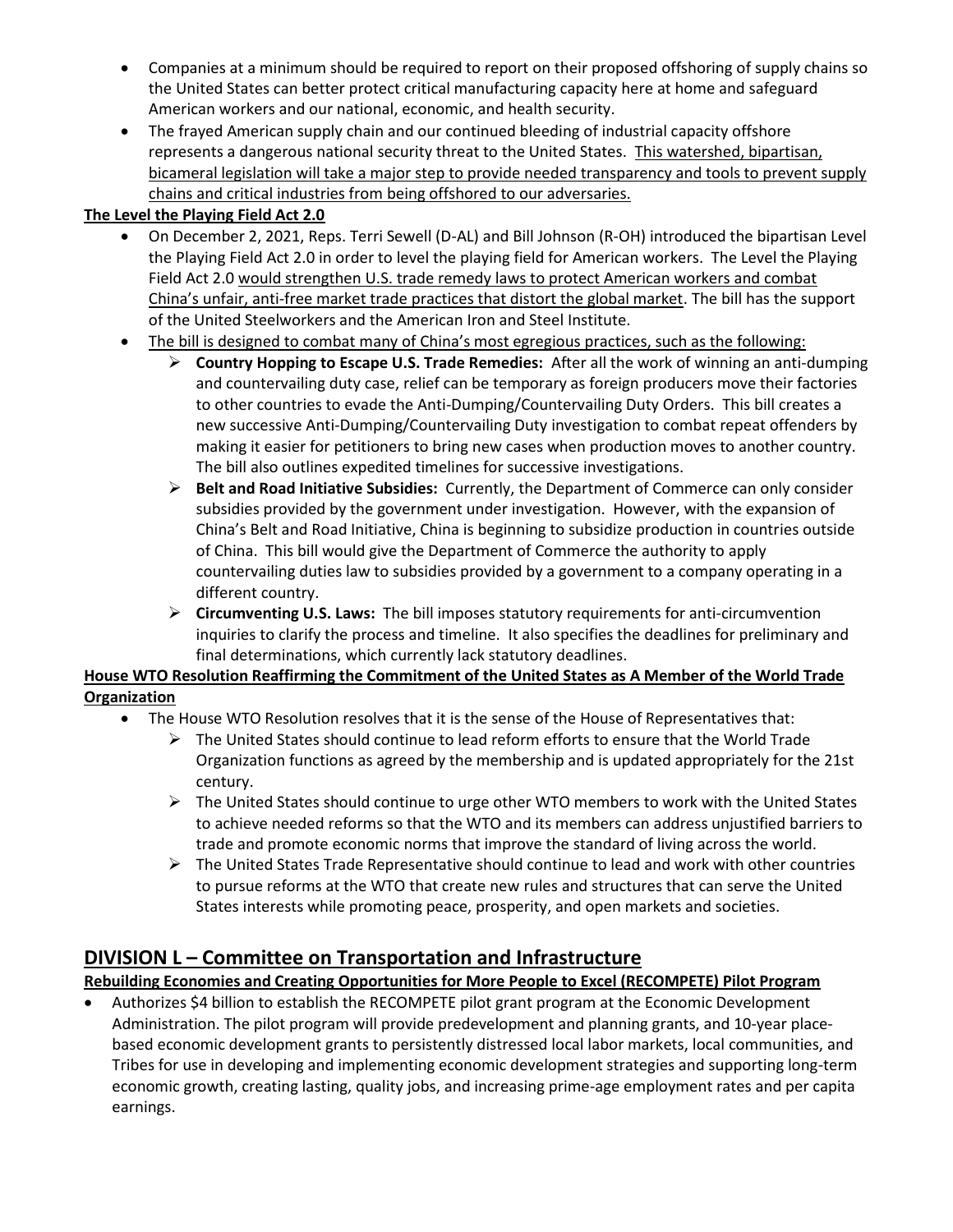- Companies at a minimum should be required to report on their proposed offshoring of supply chains so the United States can better protect critical manufacturing capacity here at home and safeguard American workers and our national, economic, and health security.
- The frayed American supply chain and our continued bleeding of industrial capacity offshore represents a dangerous national security threat to the United States. <u>This watershed, bipartisan, bicameral legislation will take a major step to provide needed transparency and tools to prevent supply chains and critical industries from being offshored to our adversaries.</u>

**<u>The Level the Playing Field Act 2.0</u>**

- On December 2, 2021, Reps. Terri Sewell (D-AL) and Bill Johnson (R-OH) introduced the bipartisan Level the Playing Field Act 2.0 in order to level the playing field for American workers. The Level the Playing Field Act 2.0 <u>would strengthen U.S. trade remedy laws to protect American workers and combat China's unfair, anti-free market trade practices that distort the global market</u>. The bill has the support of the United Steelworkers and the American Iron and Steel Institute.
- <u>The bill is designed to combat many of China's most egregious practices, such as the following:</u>
  - **Country Hopping to Escape U.S. Trade Remedies:** After all the work of winning an anti-dumping and countervailing duty case, relief can be temporary as foreign producers move their factories to other countries to evade the Anti-Dumping/Countervailing Duty Orders. This bill creates a new successive Anti-Dumping/Countervailing Duty investigation to combat repeat offenders by making it easier for petitioners to bring new cases when production moves to another country. The bill also outlines expedited timelines for successive investigations.
  - **Belt and Road Initiative Subsidies:** Currently, the Department of Commerce can only consider subsidies provided by the government under investigation. However, with the expansion of China's Belt and Road Initiative, China is beginning to subsidize production in countries outside of China. This bill would give the Department of Commerce the authority to apply countervailing duties law to subsidies provided by a government to a company operating in a different country.
  - **Circumventing U.S. Laws:** The bill imposes statutory requirements for anti-circumvention inquiries to clarify the process and timeline. It also specifies the deadlines for preliminary and final determinations, which currently lack statutory deadlines.

**<u>House WTO Resolution Reaffirming the Commitment of the United States as A Member of the World Trade Organization</u>**

- The House WTO Resolution resolves that it is the sense of the House of Representatives that:
  - The United States should continue to lead reform efforts to ensure that the World Trade Organization functions as agreed by the membership and is updated appropriately for the 21st century.
  - The United States should continue to urge other WTO members to work with the United States to achieve needed reforms so that the WTO and its members can address unjustified barriers to trade and promote economic norms that improve the standard of living across the world.
  - The United States Trade Representative should continue to lead and work with other countries to pursue reforms at the WTO that create new rules and structures that can serve the United States interests while promoting peace, prosperity, and open markets and societies.

## DIVISION L – Committee on Transportation and Infrastructure

**<u>Rebuilding Economies and Creating Opportunities for More People to Excel (RECOMPETE) Pilot Program</u>**

- Authorizes \$4 billion to establish the RECOMPETE pilot grant program at the Economic Development Administration. The pilot program will provide predevelopment and planning grants, and 10-year place-based economic development grants to persistently distressed local labor markets, local communities, and Tribes for use in developing and implementing economic development strategies and supporting long-term economic growth, creating lasting, quality jobs, and increasing prime-age employment rates and per capita earnings.